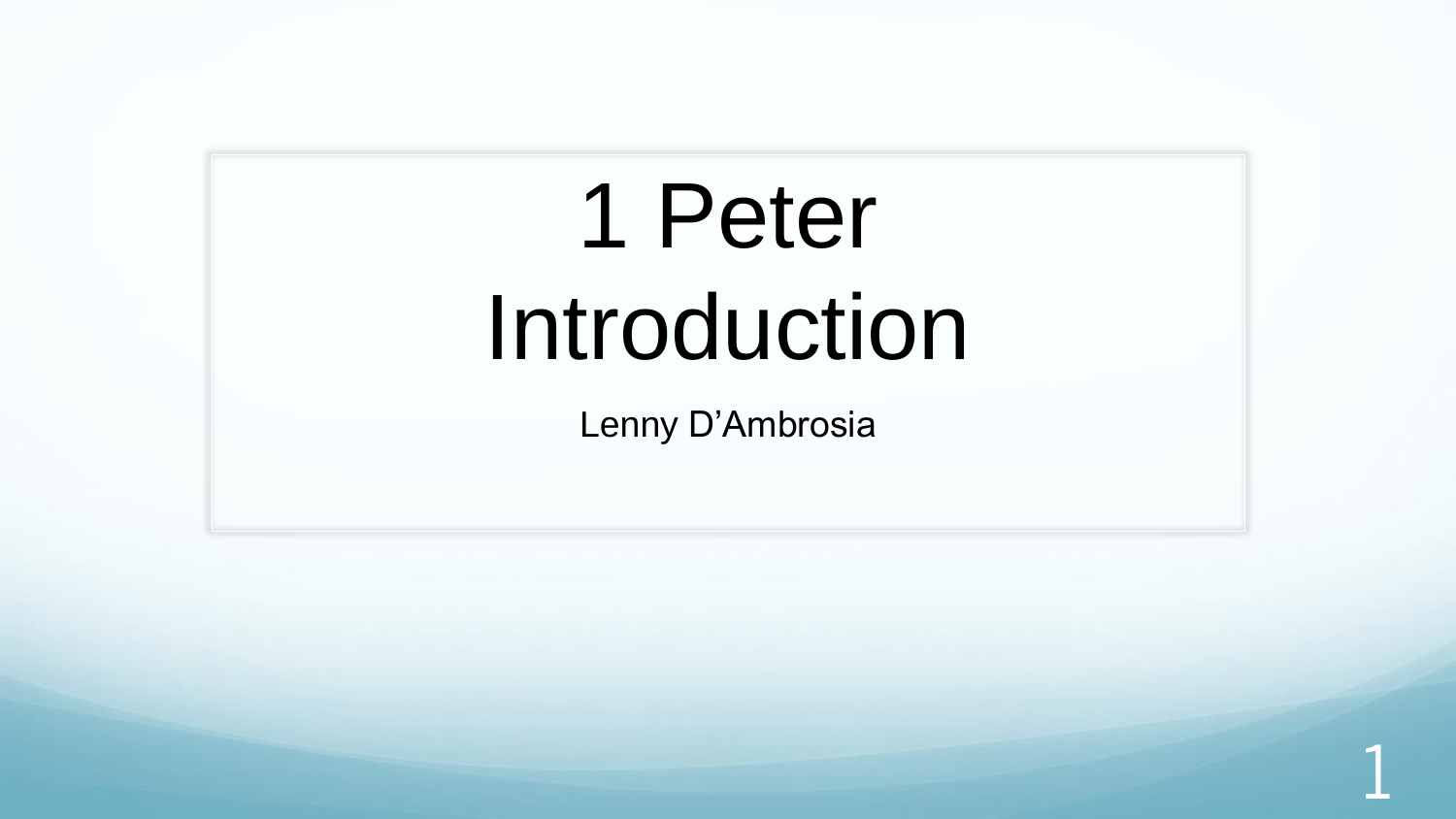# 1 Peter Introduction

Lenny D'Ambrosia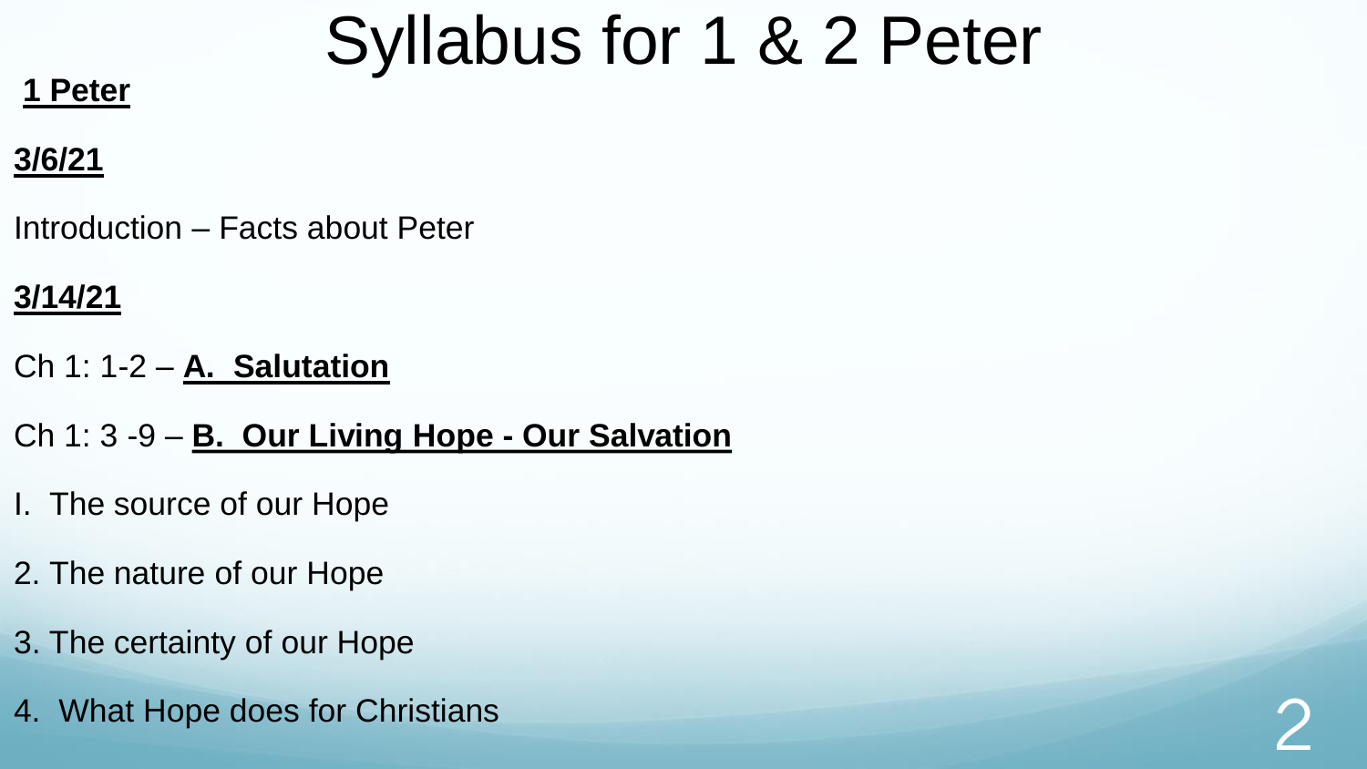# Syllabus for 1 & 2 Peter

**1 Peter**

**3/6/21**

Introduction – Facts about Peter

**3/14/21**

Ch 1: 1-2 – **A. Salutation**

Ch 1: 3 -9 – **B. Our Living Hope - Our Salvation**

I. The source of our Hope

2. The nature of our Hope

3. The certainty of our Hope

4. What Hope does for Christians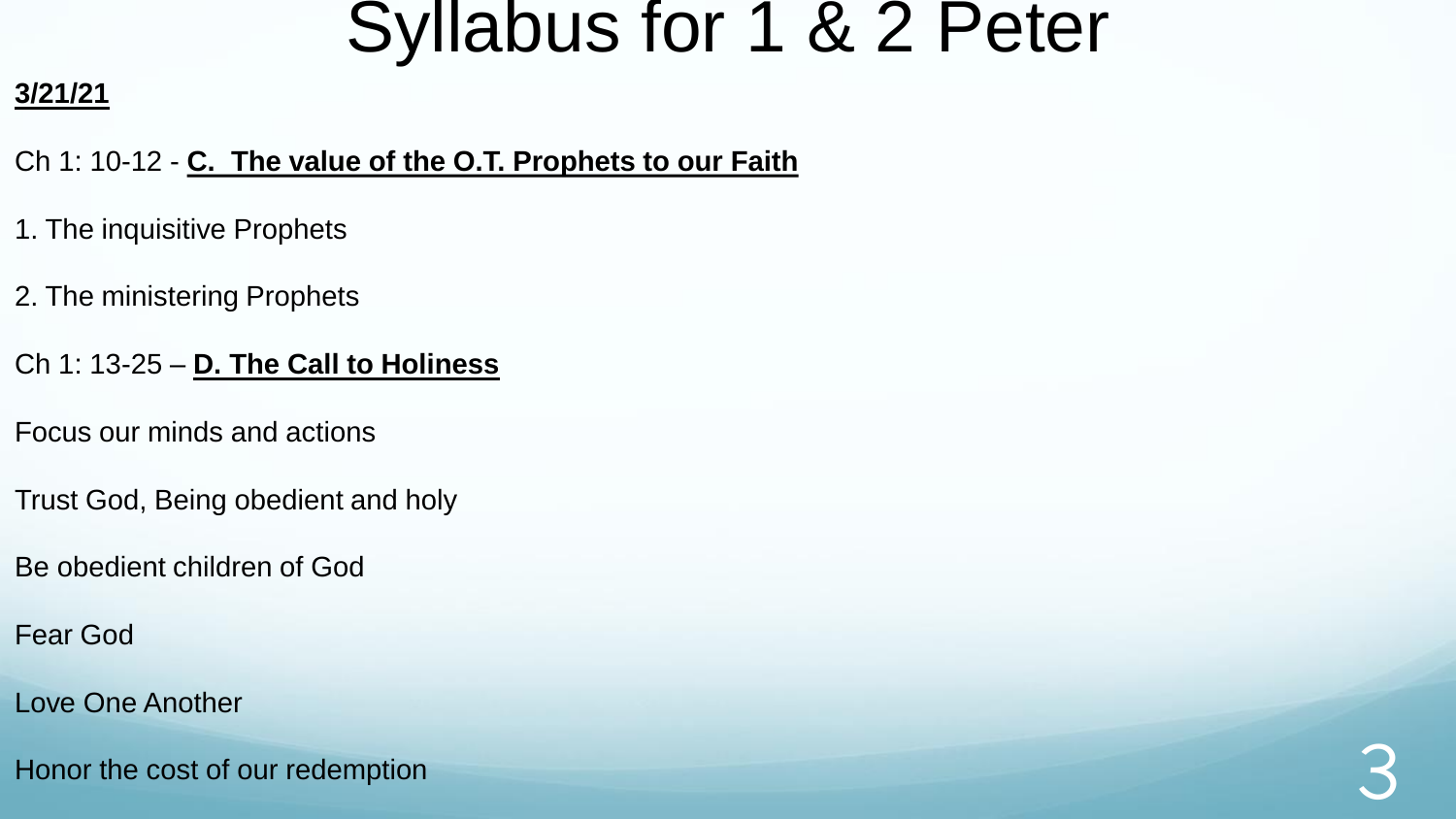# Syllabus for 1 & 2 Peter

**3/21/21**

Ch 1: 10-12 - **C. The value of the O.T. Prophets to our Faith**

1. The inquisitive Prophets
2. The ministering Prophets

Ch 1: 13-25 – **D. The Call to Holiness**

Focus our minds and actions

Trust God, Being obedient and holy

Be obedient children of God

Fear God

Love One Another

Honor the cost of our redemption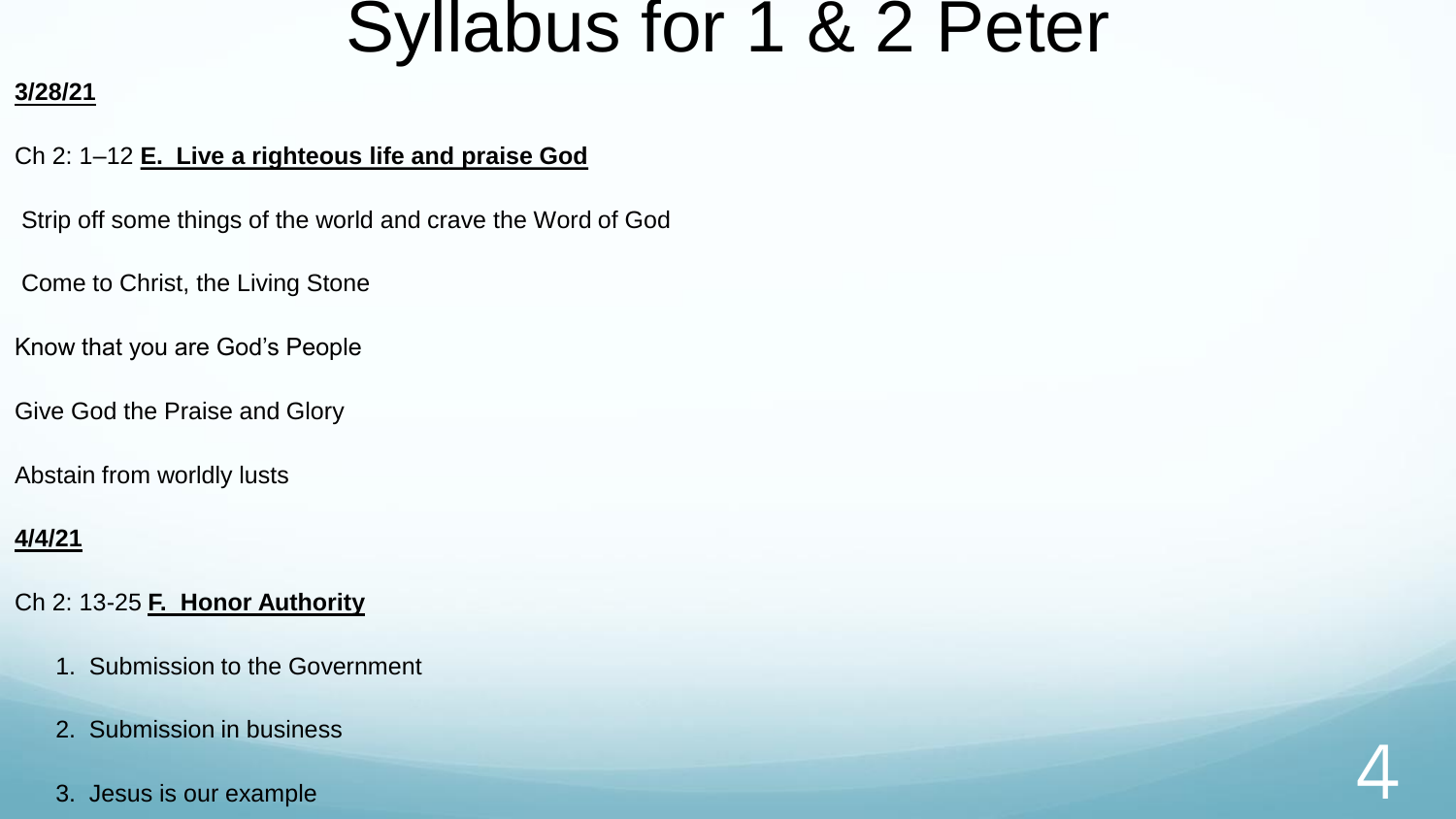# Syllabus for 1 & 2 Peter

**3/28/21**

Ch 2: 1–12 **E. Live a righteous life and praise God**

Strip off some things of the world and crave the Word of God

Come to Christ, the Living Stone

Know that you are God's People

Give God the Praise and Glory

Abstain from worldly lusts

**4/4/21**

Ch 2: 13-25 **F. Honor Authority**

1. Submission to the Government
2. Submission in business
3. Jesus is our example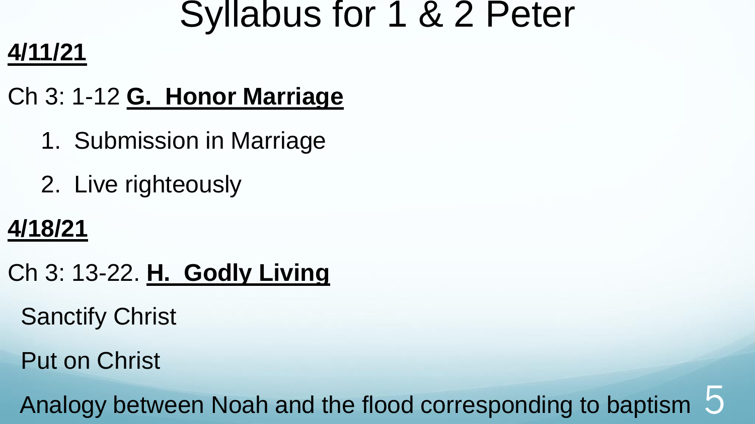# Syllabus for 1 & 2 Peter

**4/11/21**

Ch 3: 1-12 **G. Honor Marriage**

1. Submission in Marriage
2. Live righteously

**4/18/21**

Ch 3: 13-22. **H. Godly Living**

Sanctify Christ

Put on Christ

Analogy between Noah and the flood corresponding to baptism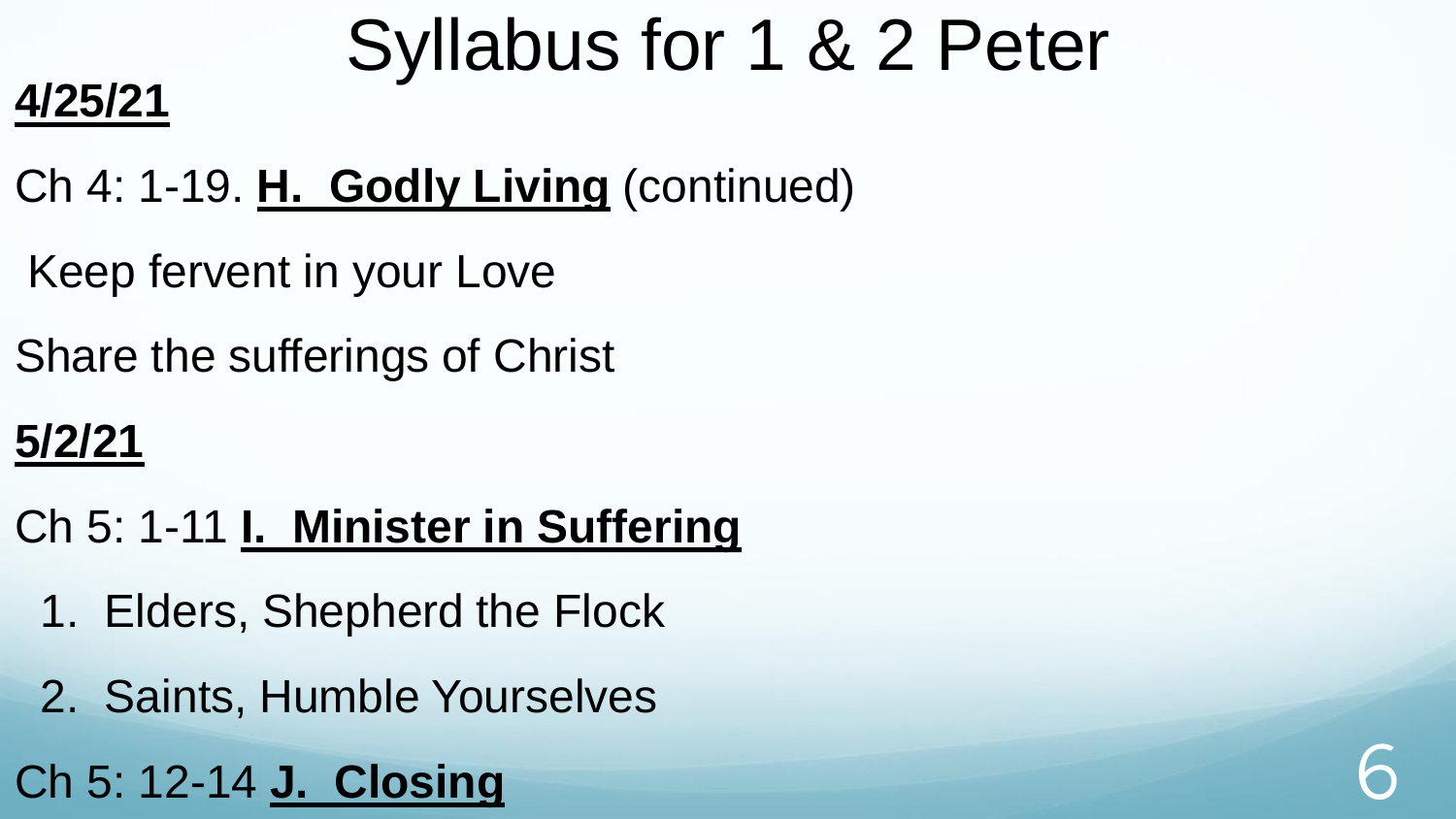# Syllabus for 1 & 2 Peter

**4/25/21**

Ch 4: 1-19. **H. Godly Living** (continued)

Keep fervent in your Love

Share the sufferings of Christ

**5/2/21**

Ch 5: 1-11 **I. Minister in Suffering**

1. Elders, Shepherd the Flock
2. Saints, Humble Yourselves

Ch 5: 12-14 **J. Closing**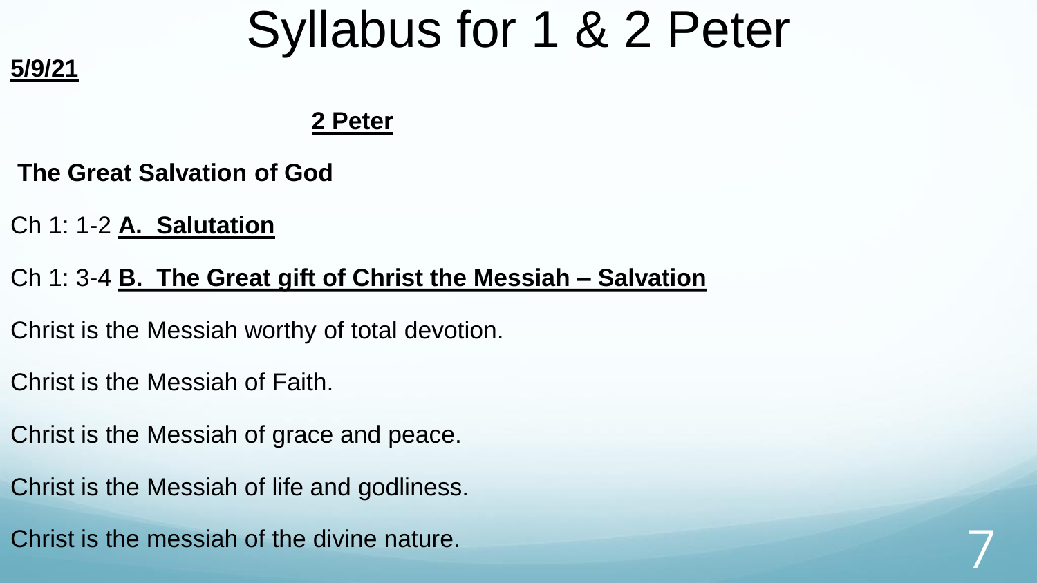# Syllabus for 1 & 2 Peter

**5/9/21**

## 2 Peter

**The Great Salvation of God**

Ch 1: 1-2 **A. Salutation**

Ch 1: 3-4 **B. The Great gift of Christ the Messiah – Salvation**

Christ is the Messiah worthy of total devotion.

Christ is the Messiah of Faith.

Christ is the Messiah of grace and peace.

Christ is the Messiah of life and godliness.

Christ is the messiah of the divine nature.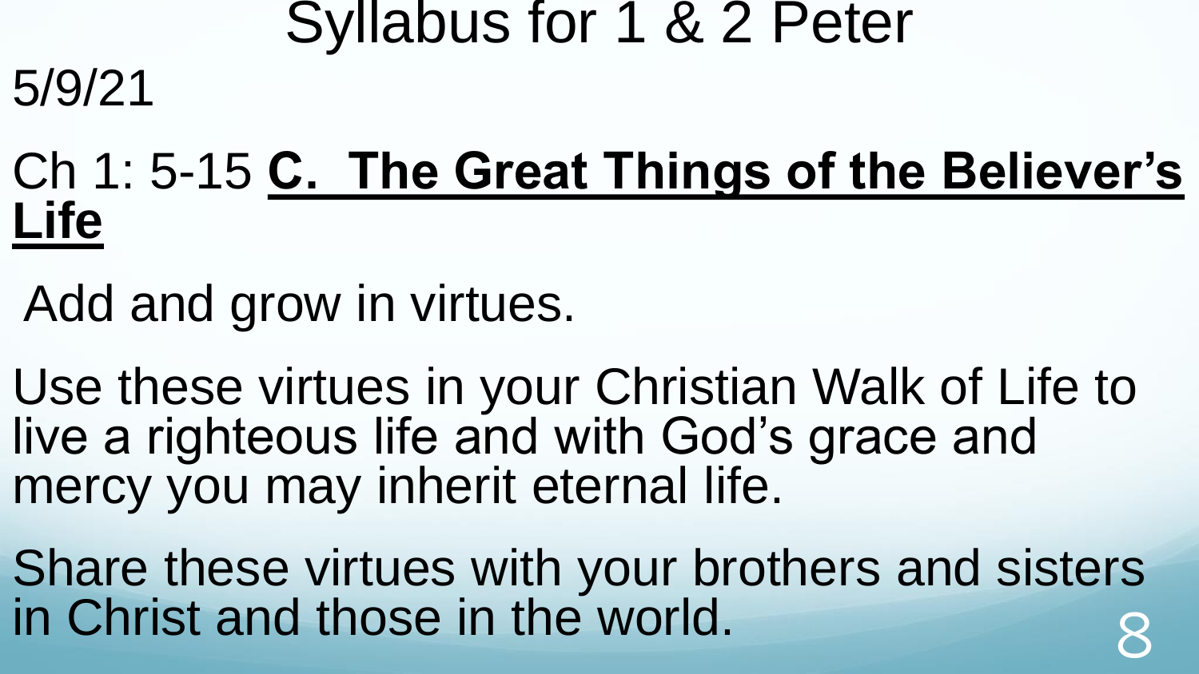# Syllabus for 1 & 2 Peter

5/9/21

Ch 1: 5-15 **C. The Great Things of the Believer's Life**

Add and grow in virtues.

Use these virtues in your Christian Walk of Life to live a righteous life and with God's grace and mercy you may inherit eternal life.

Share these virtues with your brothers and sisters in Christ and those in the world.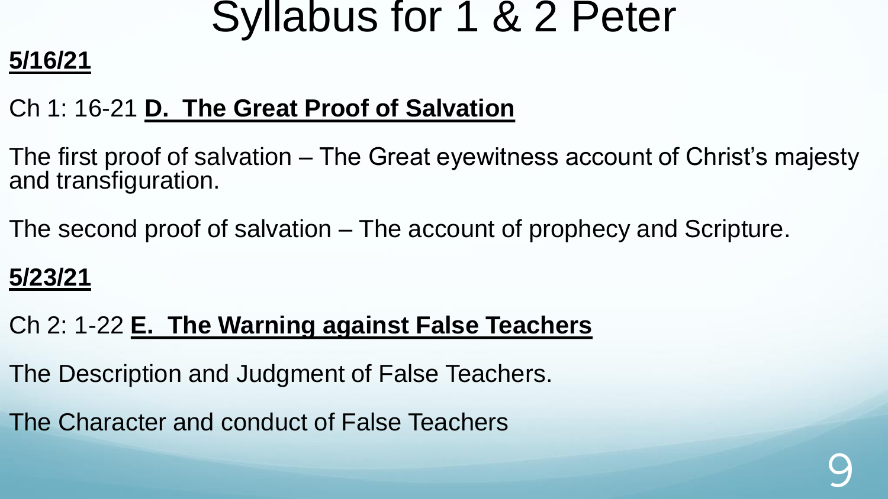# Syllabus for 1 & 2 Peter

**5/16/21**

Ch 1: 16-21 **D. The Great Proof of Salvation**

The first proof of salvation – The Great eyewitness account of Christ's majesty and transfiguration.

The second proof of salvation – The account of prophecy and Scripture.

**5/23/21**

Ch 2: 1-22 **E. The Warning against False Teachers**

The Description and Judgment of False Teachers.

The Character and conduct of False Teachers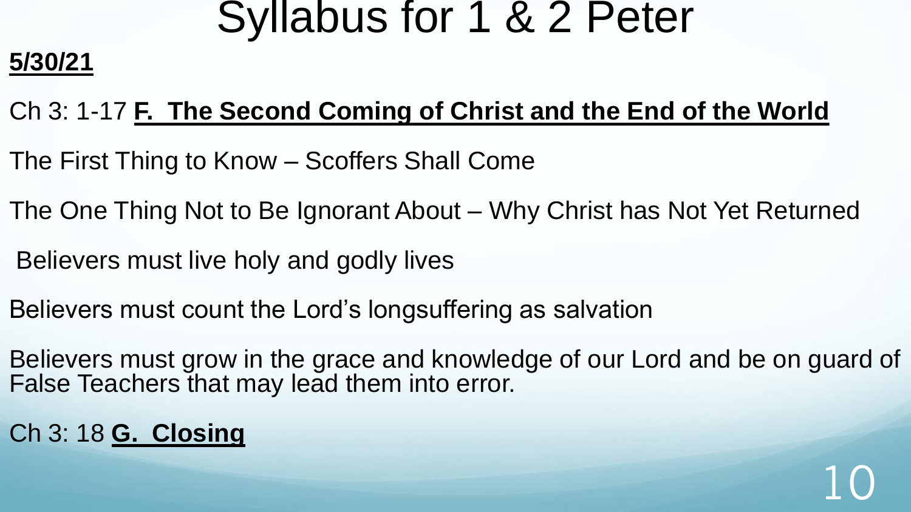# Syllabus for 1 & 2 Peter

**5/30/21**

Ch 3: 1-17 **F. The Second Coming of Christ and the End of the World**

The First Thing to Know – Scoffers Shall Come

The One Thing Not to Be Ignorant About – Why Christ has Not Yet Returned

Believers must live holy and godly lives

Believers must count the Lord's longsuffering as salvation

Believers must grow in the grace and knowledge of our Lord and be on guard of False Teachers that may lead them into error.

Ch 3: 18 **G. Closing**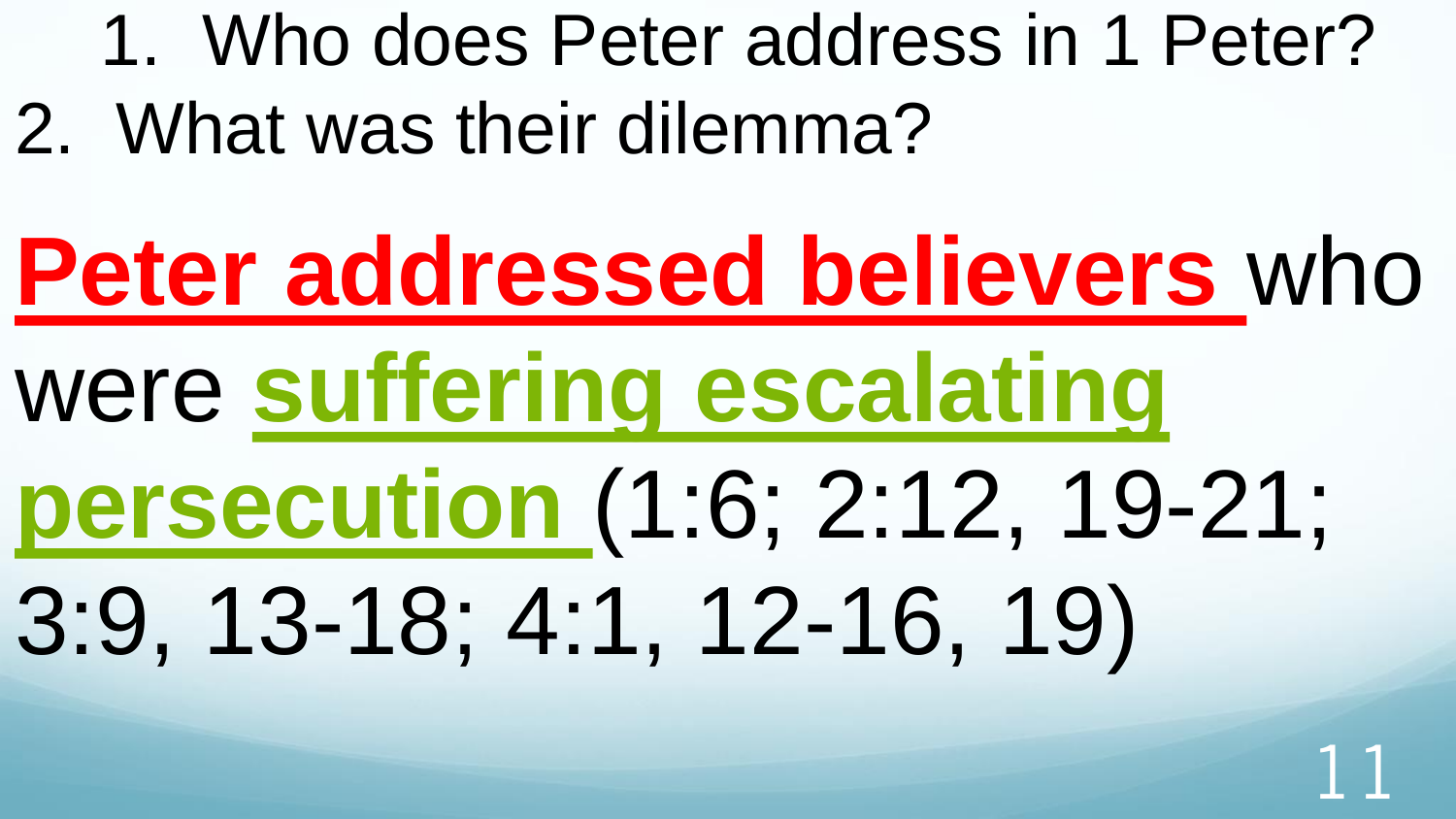1. Who does Peter address in 1 Peter?
2. What was their dilemma?

**Peter addressed believers** who were **suffering escalating persecution** (1:6; 2:12, 19-21; 3:9, 13-18; 4:1, 12-16, 19)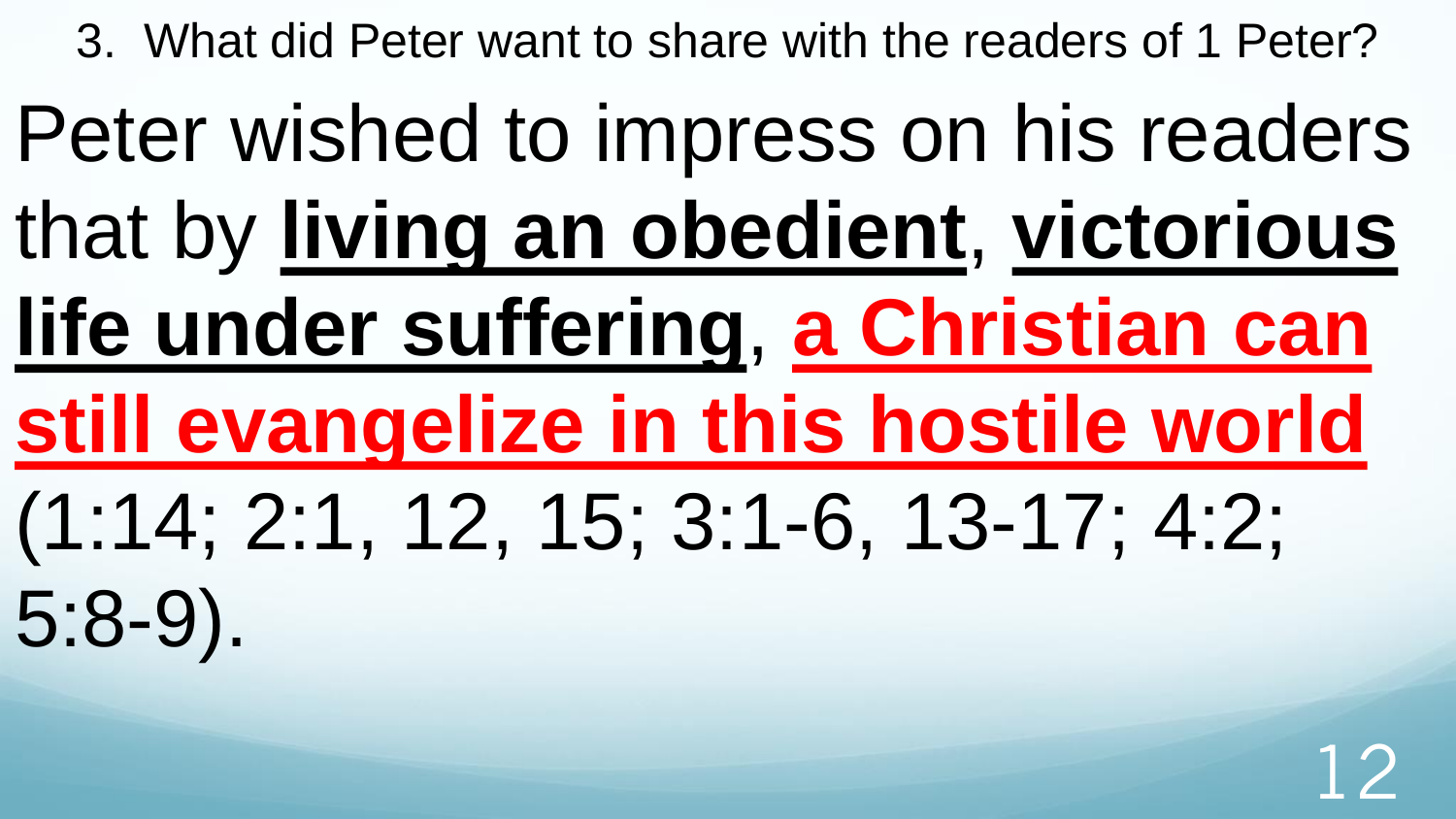3. What did Peter want to share with the readers of 1 Peter?

Peter wished to impress on his readers that by **living an obedient**, **victorious life under suffering**, **a Christian can still evangelize in this hostile world** (1:14; 2:1, 12, 15; 3:1-6, 13-17; 4:2; 5:8-9).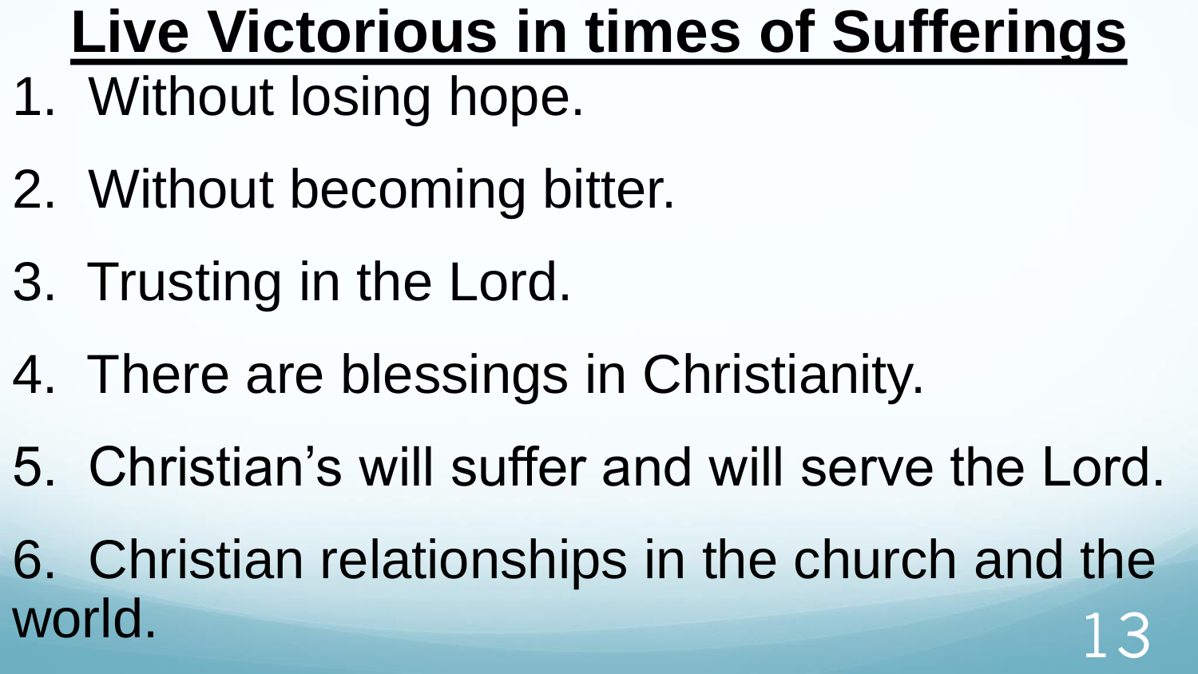# Live Victorious in times of Sufferings

1. Without losing hope.
2. Without becoming bitter.
3. Trusting in the Lord.
4. There are blessings in Christianity.
5. Christian’s will suffer and will serve the Lord.
6. Christian relationships in the church and the world.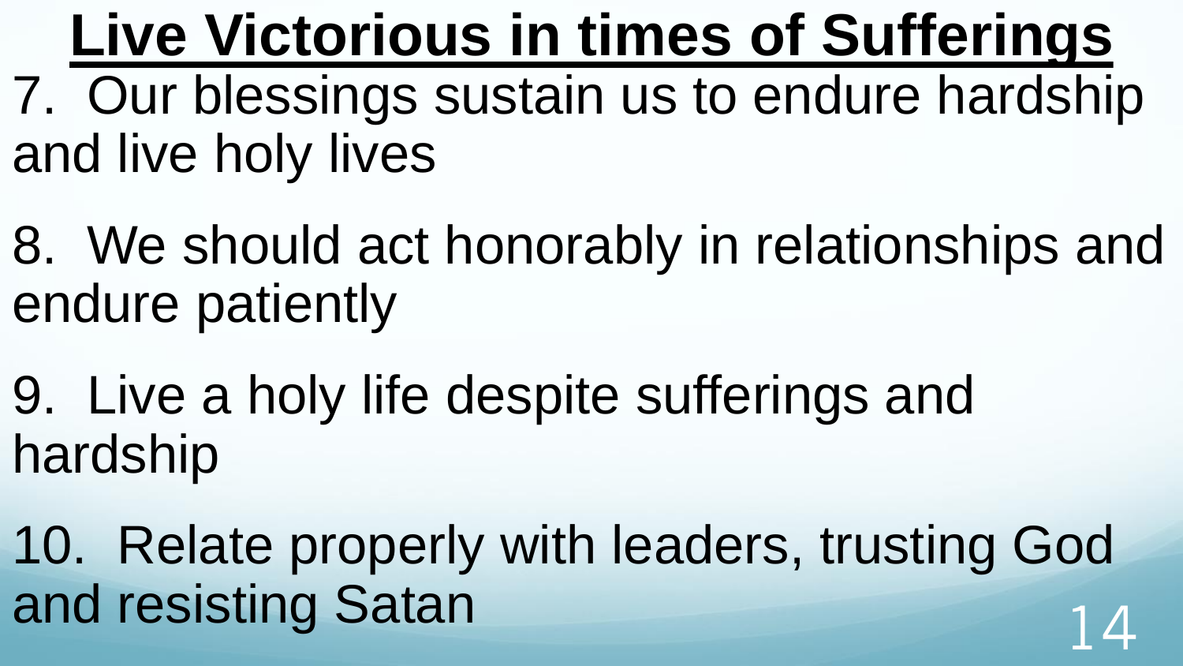# Live Victorious in times of Sufferings

7. Our blessings sustain us to endure hardship and live holy lives

8. We should act honorably in relationships and endure patiently

9. Live a holy life despite sufferings and hardship

10. Relate properly with leaders, trusting God and resisting Satan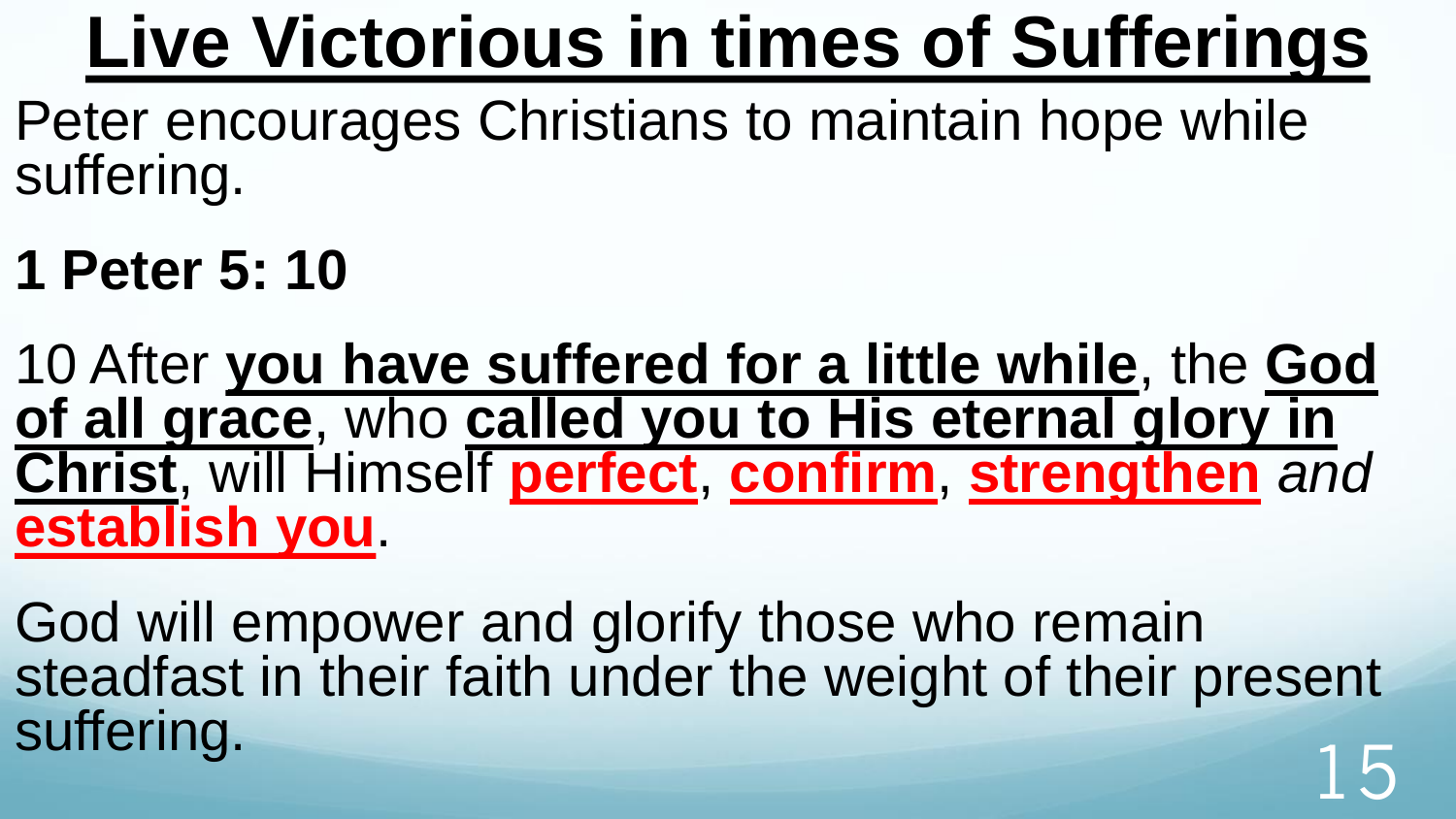# Live Victorious in times of Sufferings

Peter encourages Christians to maintain hope while suffering.

**1 Peter 5: 10**

10 After **you have suffered for a little while**, the **God of all grace**, who **called you to His eternal glory in Christ**, will Himself **perfect**, **confirm**, **strengthen** *and* **establish you**.

God will empower and glorify those who remain steadfast in their faith under the weight of their present suffering.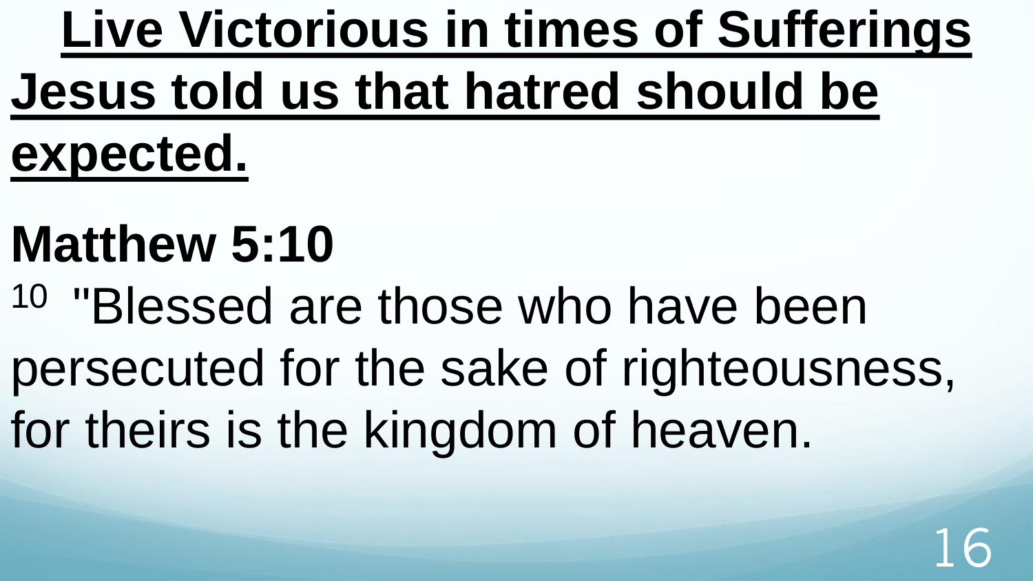# Live Victorious in times of Sufferings

## Jesus told us that hatred should be expected.

**Matthew 5:10**

10 "Blessed are those who have been persecuted for the sake of righteousness, for theirs is the kingdom of heaven.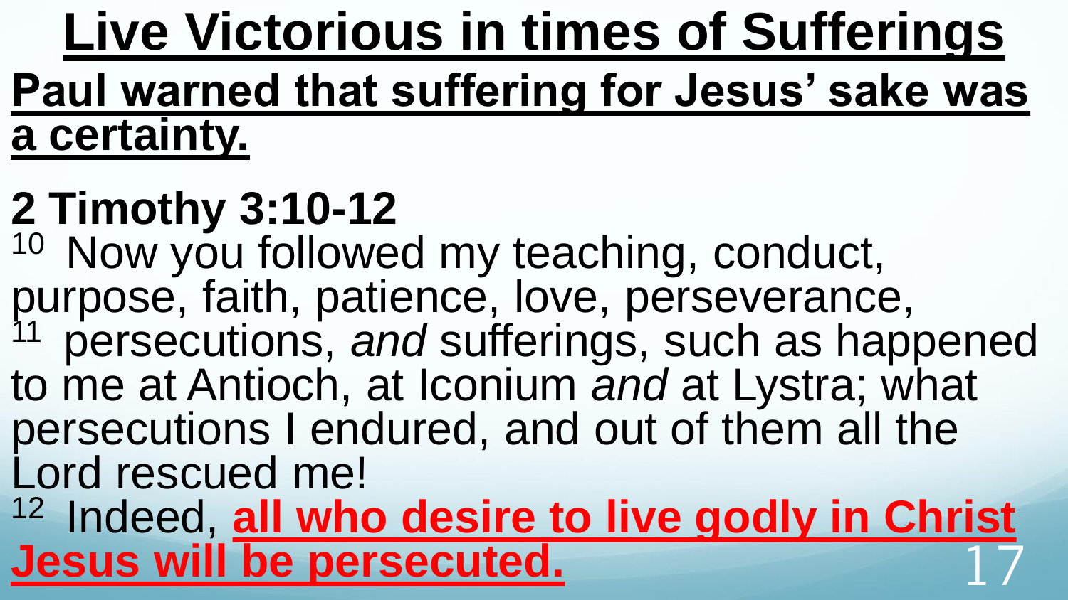# Live Victorious in times of Sufferings

## Paul warned that suffering for Jesus' sake was a certainty.

## 2 Timothy 3:10-12

[10] Now you followed my teaching, conduct, purpose, faith, patience, love, perseverance,
[11] persecutions, *and* sufferings, such as happened to me at Antioch, at Iconium *and* at Lystra; what persecutions I endured, and out of them all the Lord rescued me!
[12] Indeed, **all who desire to live godly in Christ Jesus will be persecuted.**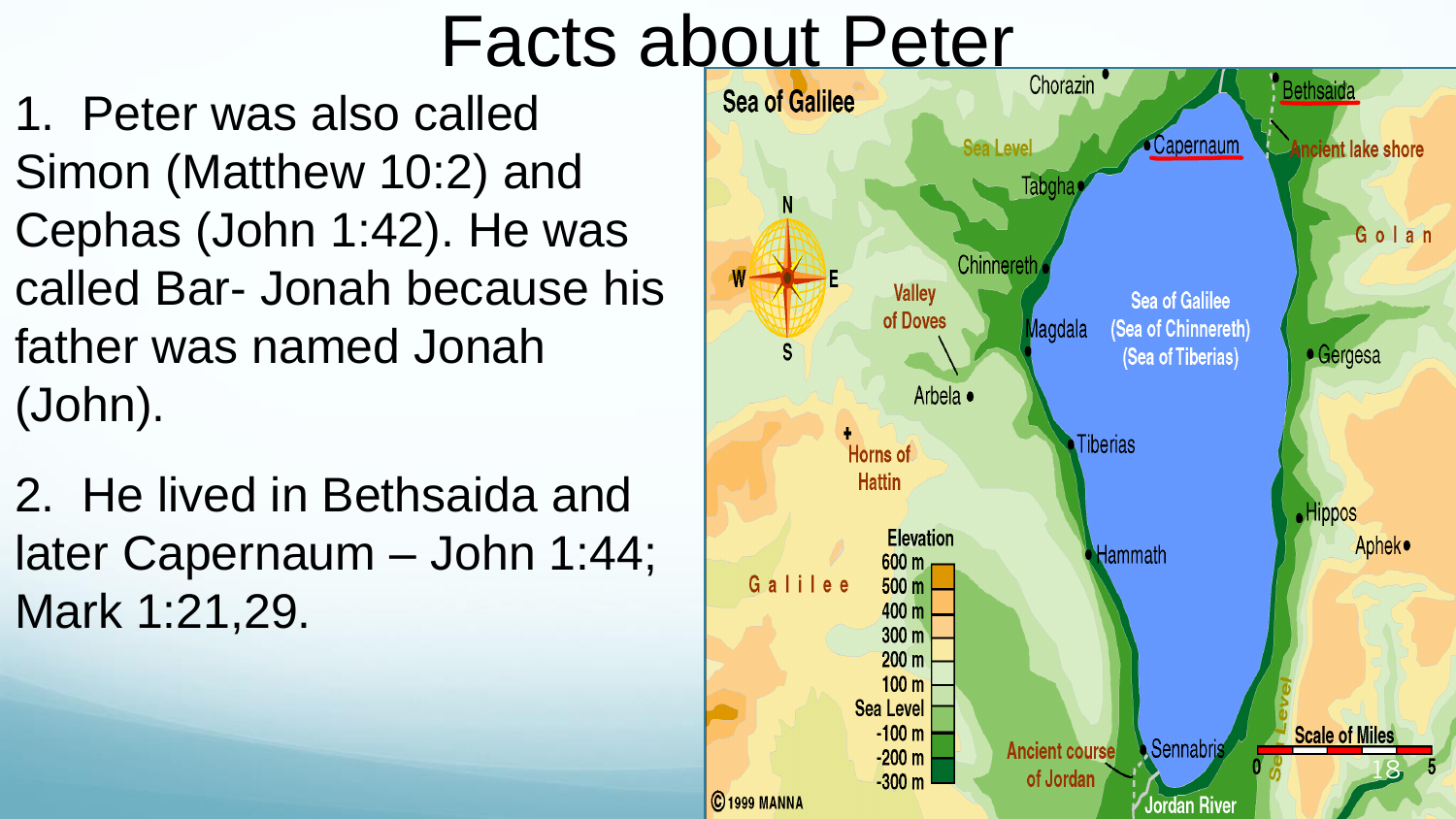# Facts about Peter

1. Peter was also called Simon (Matthew 10:2) and Cephas (John 1:42). He was called Bar- Jonah because his father was named Jonah (John).

2. He lived in Bethsaida and later Capernaum – John 1:44; Mark 1:21,29.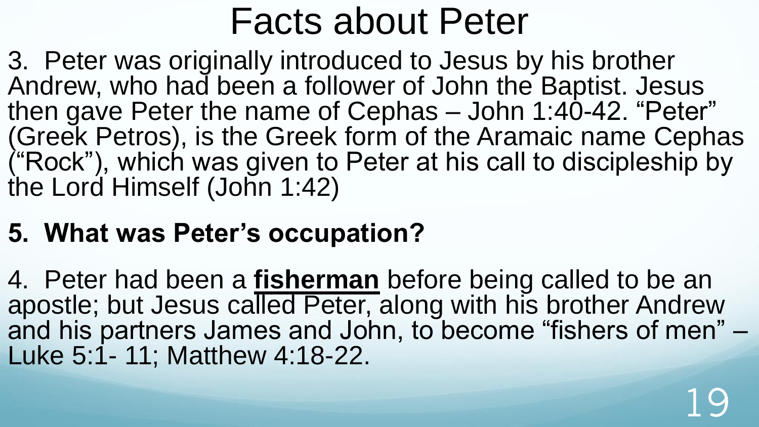# Facts about Peter

3. Peter was originally introduced to Jesus by his brother Andrew, who had been a follower of John the Baptist. Jesus then gave Peter the name of Cephas – John 1:40-42. "Peter" (Greek Petros), is the Greek form of the Aramaic name Cephas ("Rock"), which was given to Peter at his call to discipleship by the Lord Himself (John 1:42)

**5. What was Peter's occupation?**

4. Peter had been a **fisherman** before being called to be an apostle; but Jesus called Peter, along with his brother Andrew and his partners James and John, to become "fishers of men" – Luke 5:1- 11; Matthew 4:18-22.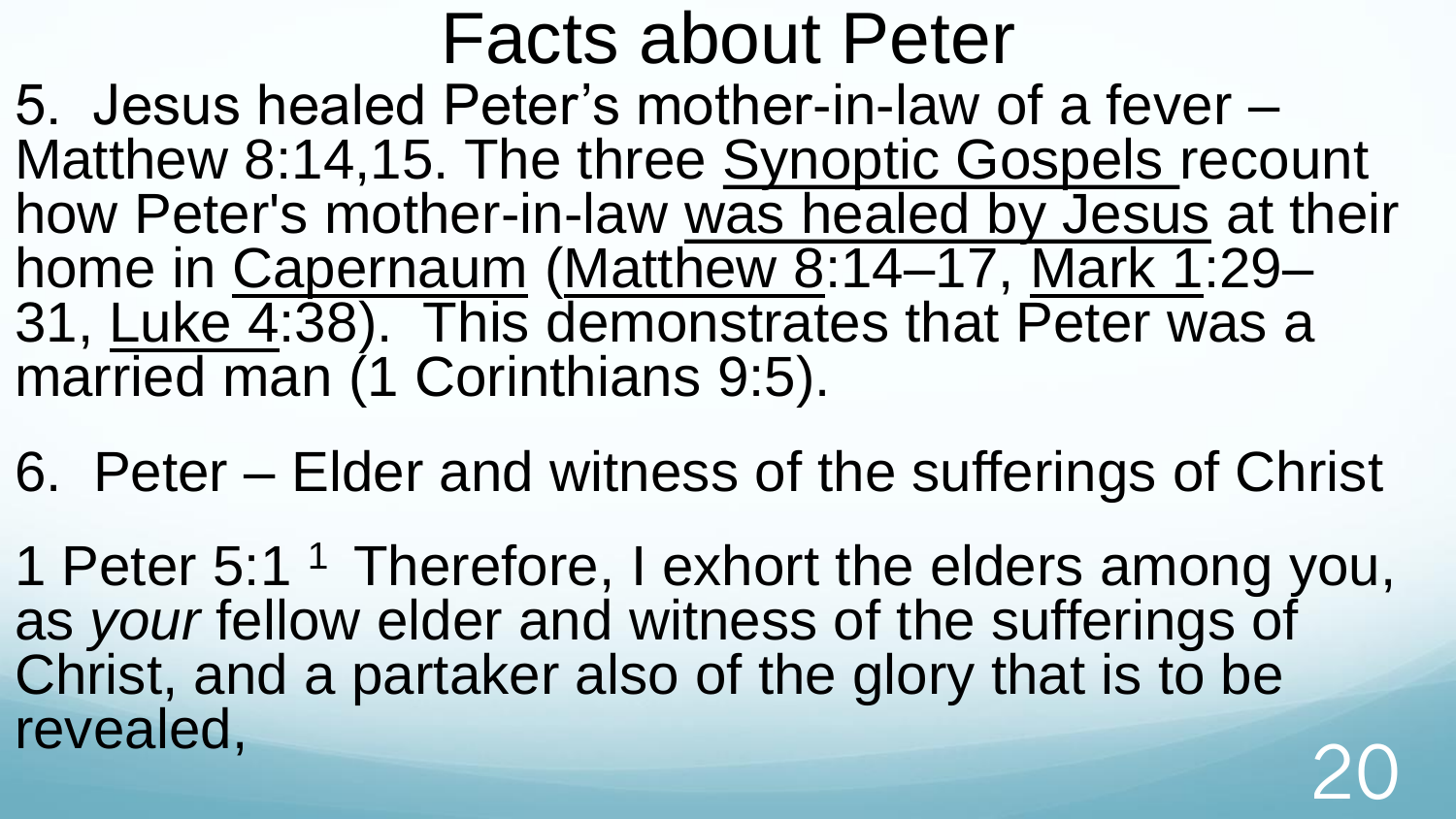# Facts about Peter

5. Jesus healed Peter's mother-in-law of a fever – Matthew 8:14,15. The three Synoptic Gospels recount how Peter's mother-in-law was healed by Jesus at their home in Capernaum (Matthew 8:14–17, Mark 1:29–31, Luke 4:38). This demonstrates that Peter was a married man (1 Corinthians 9:5).

6. Peter – Elder and witness of the sufferings of Christ

1 Peter 5:1 [1] Therefore, I exhort the elders among you, as *your* fellow elder and witness of the sufferings of Christ, and a partaker also of the glory that is to be revealed,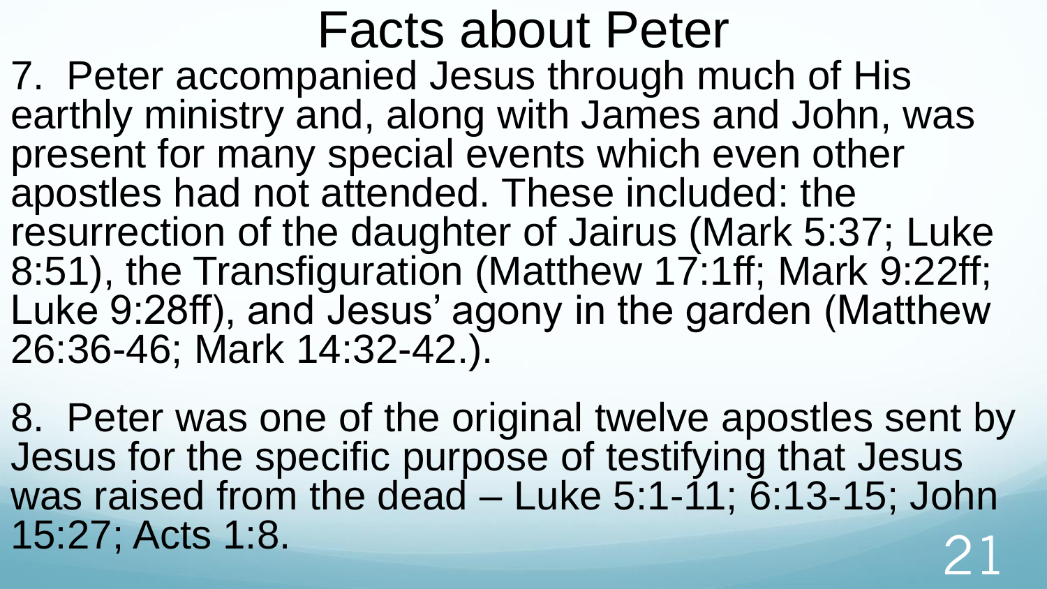# Facts about Peter

7. Peter accompanied Jesus through much of His earthly ministry and, along with James and John, was present for many special events which even other apostles had not attended. These included: the resurrection of the daughter of Jairus (Mark 5:37; Luke 8:51), the Transfiguration (Matthew 17:1ff; Mark 9:22ff; Luke 9:28ff), and Jesus' agony in the garden (Matthew 26:36-46; Mark 14:32-42.).

8. Peter was one of the original twelve apostles sent by Jesus for the specific purpose of testifying that Jesus was raised from the dead – Luke 5:1-11; 6:13-15; John 15:27; Acts 1:8.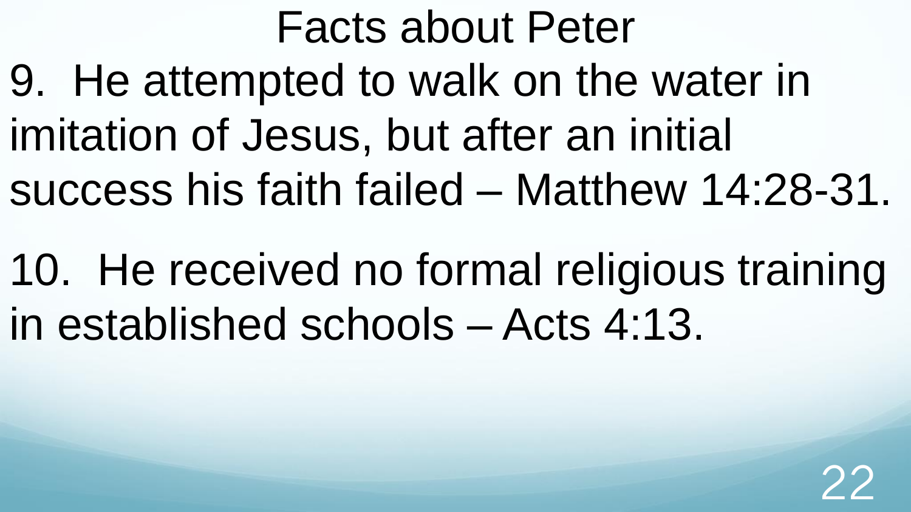# Facts about Peter

9. He attempted to walk on the water in imitation of Jesus, but after an initial success his faith failed – Matthew 14:28-31.

10. He received no formal religious training in established schools – Acts 4:13.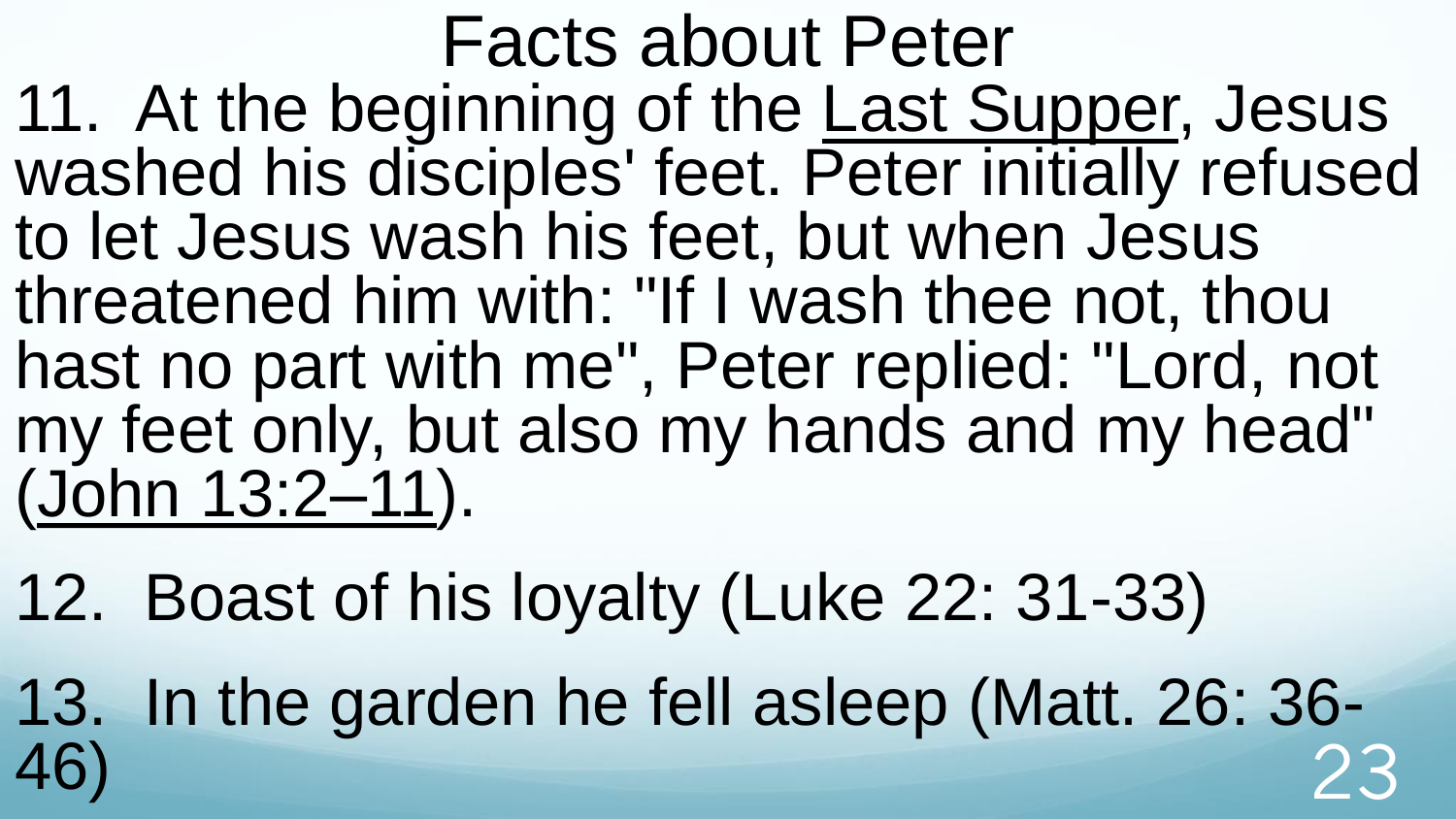# Facts about Peter

11. At the beginning of the Last Supper, Jesus washed his disciples' feet. Peter initially refused to let Jesus wash his feet, but when Jesus threatened him with: "If I wash thee not, thou hast no part with me", Peter replied: "Lord, not my feet only, but also my hands and my head" (John 13:2–11).

12. Boast of his loyalty (Luke 22: 31-33)

13. In the garden he fell asleep (Matt. 26: 36-46)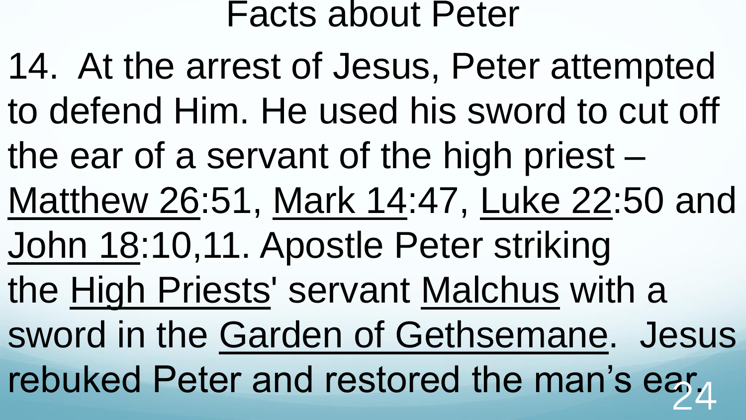# Facts about Peter

14. At the arrest of Jesus, Peter attempted to defend Him. He used his sword to cut off the ear of a servant of the high priest – Matthew 26:51, Mark 14:47, Luke 22:50 and John 18:10,11. Apostle Peter striking the High Priests' servant Malchus with a sword in the Garden of Gethsemane. Jesus rebuked Peter and restored the man's ear.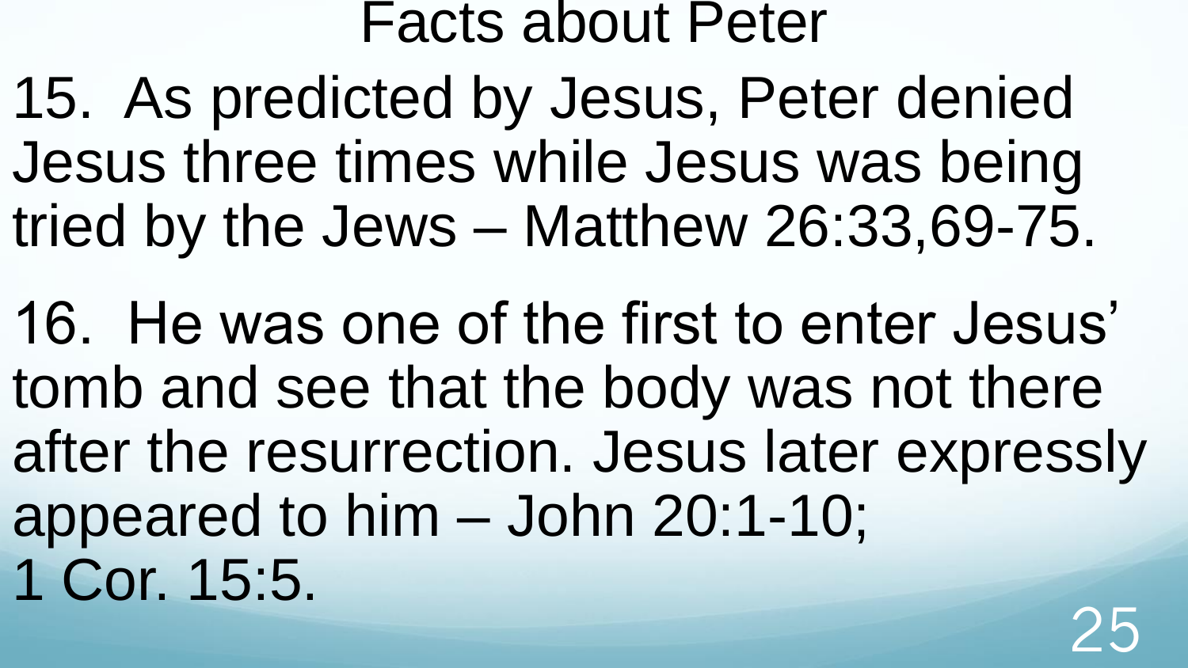# Facts about Peter

15. As predicted by Jesus, Peter denied Jesus three times while Jesus was being tried by the Jews – Matthew 26:33,69-75.

16. He was one of the first to enter Jesus' tomb and see that the body was not there after the resurrection. Jesus later expressly appeared to him – John 20:1-10; 1 Cor. 15:5.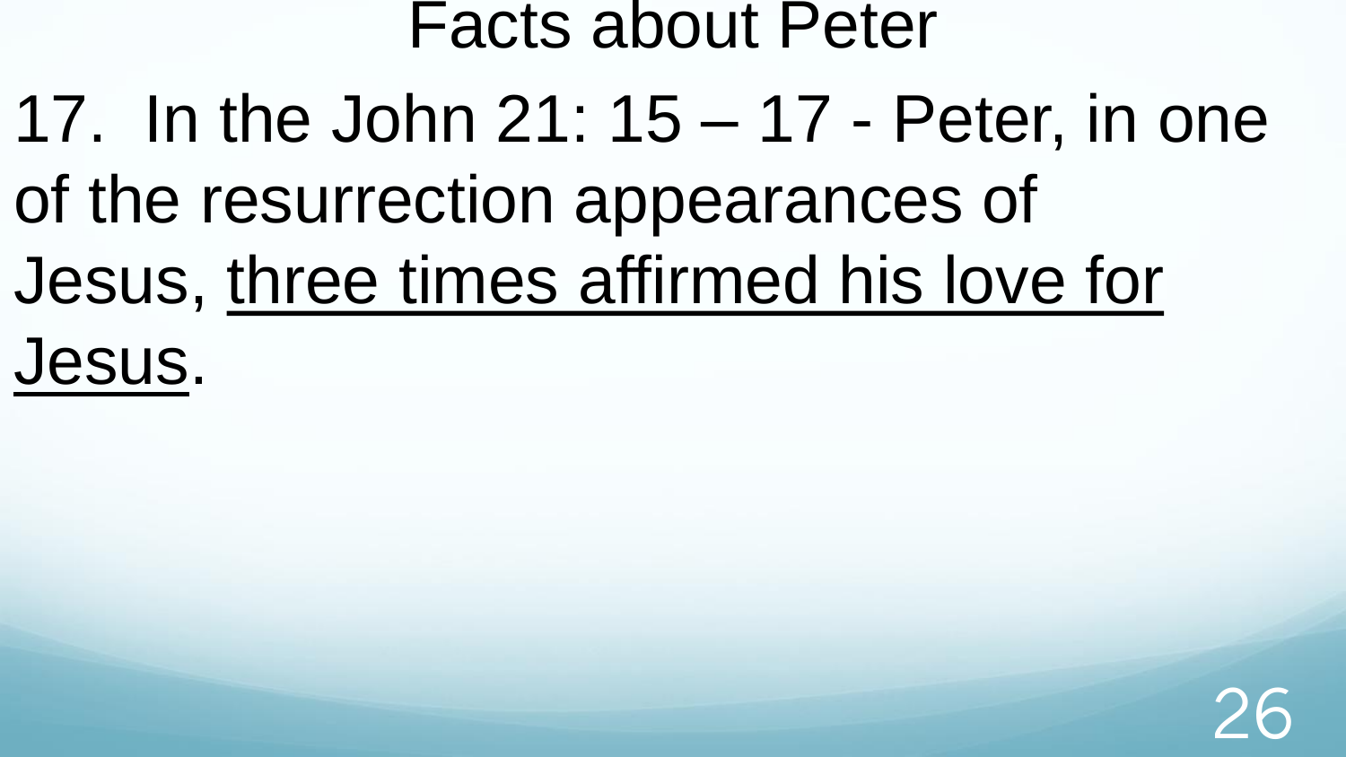# Facts about Peter

17. In the John 21: 15 – 17 - Peter, in one of the resurrection appearances of Jesus, <u>three times affirmed his love for Jesus</u>.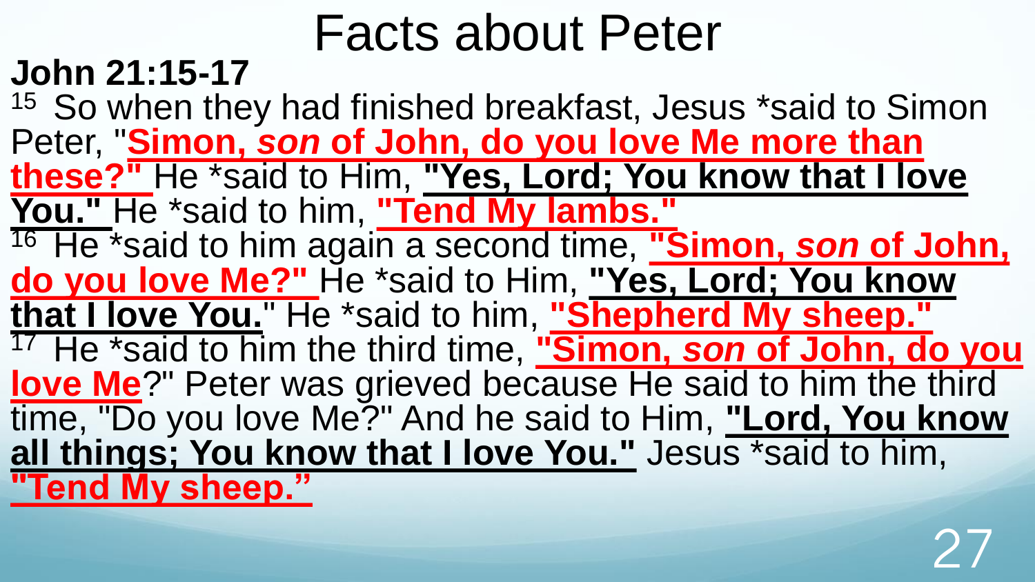# Facts about Peter

**John 21:15-17**

15 So when they had finished breakfast, Jesus *said to Simon Peter, "**Simon, *son* of John, do you love Me more than these?"** He *said to Him, **"Yes, Lord; You know that I love You."** He *said to him, **"Tend My lambs."**

16 He *said to him again a second time, **"Simon, *son* of John, do you love Me?"** He *said to Him, **"Yes, Lord; You know that I love You.**" He *said to him, **"Shepherd My sheep."**

17 He *said to him the third time, **"Simon, *son* of John, do you love Me**?" Peter was grieved because He said to him the third time, "Do you love Me?" And he said to Him, **"Lord, You know all things; You know that I love You."** Jesus *said to him, **"Tend My sheep."**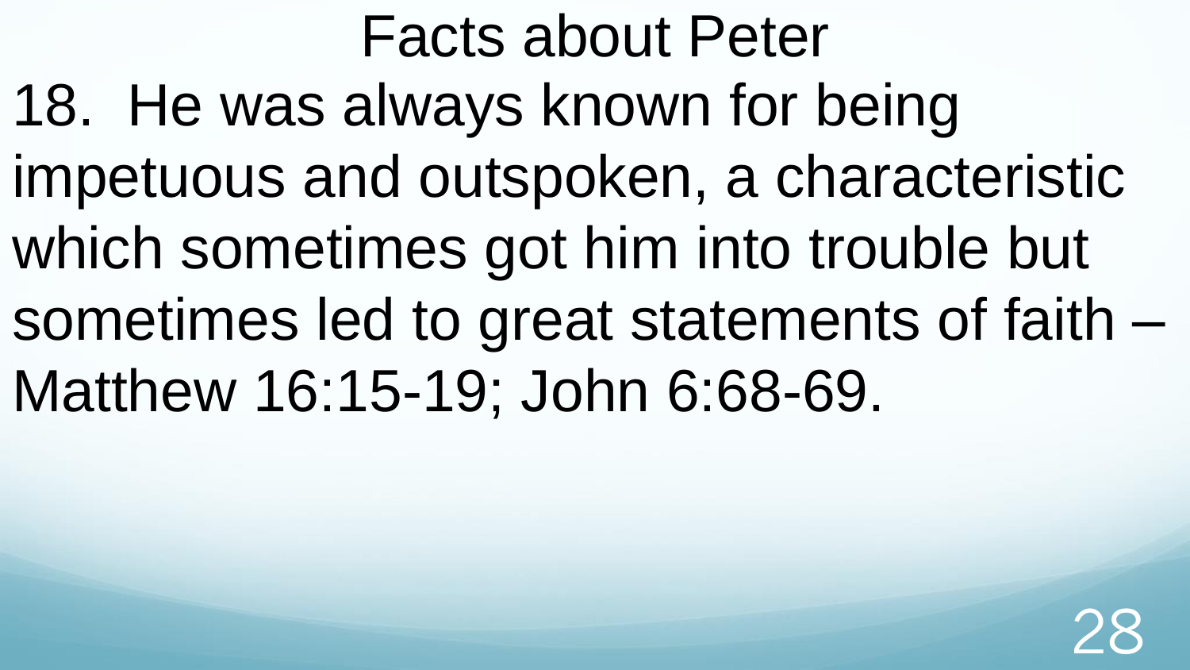# Facts about Peter

18. He was always known for being impetuous and outspoken, a characteristic which sometimes got him into trouble but sometimes led to great statements of faith – Matthew 16:15-19; John 6:68-69.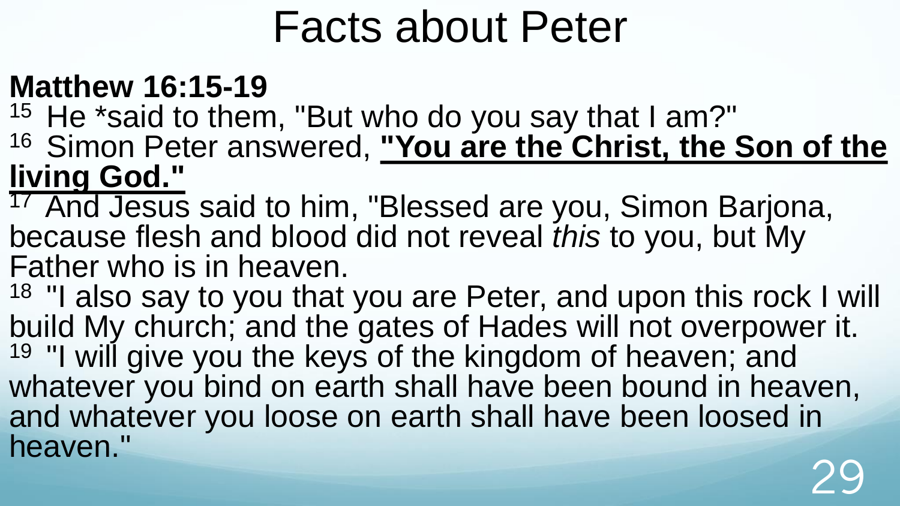# Facts about Peter

**Matthew 16:15-19**

15 He *said to them, "But who do you say that I am?"

16 Simon Peter answered, **"You are the Christ, the Son of the living God."**

17 And Jesus said to him, "Blessed are you, Simon Barjona, because flesh and blood did not reveal *this* to you, but My Father who is in heaven.

18 "I also say to you that you are Peter, and upon this rock I will build My church; and the gates of Hades will not overpower it.

19 "I will give you the keys of the kingdom of heaven; and whatever you bind on earth shall have been bound in heaven, and whatever you loose on earth shall have been loosed in heaven."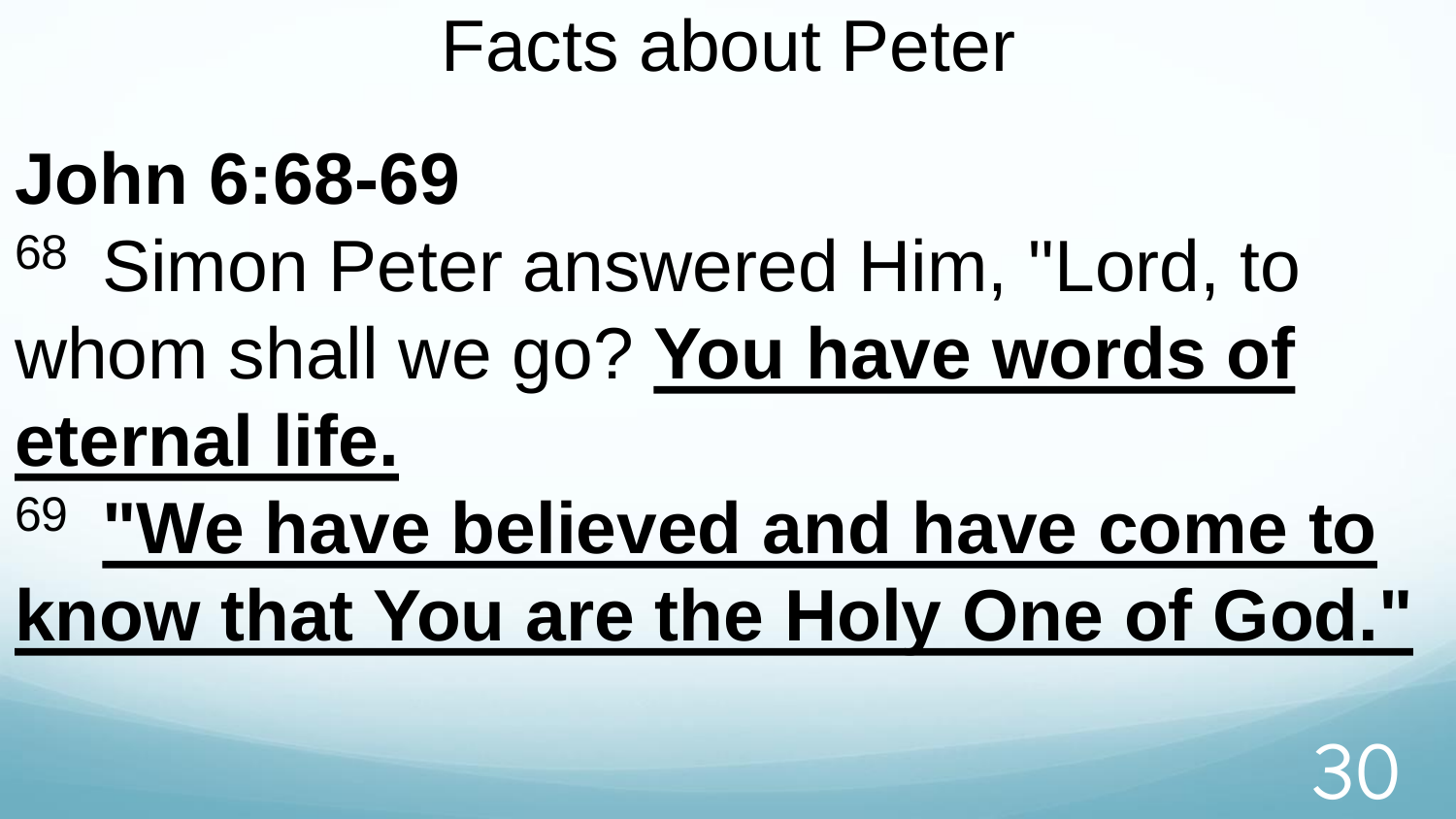# Facts about Peter

**John 6:68-69**

68 Simon Peter answered Him, "Lord, to whom shall we go? **You have words of eternal life.**

69 **"We have believed and have come to know that You are the Holy One of God."**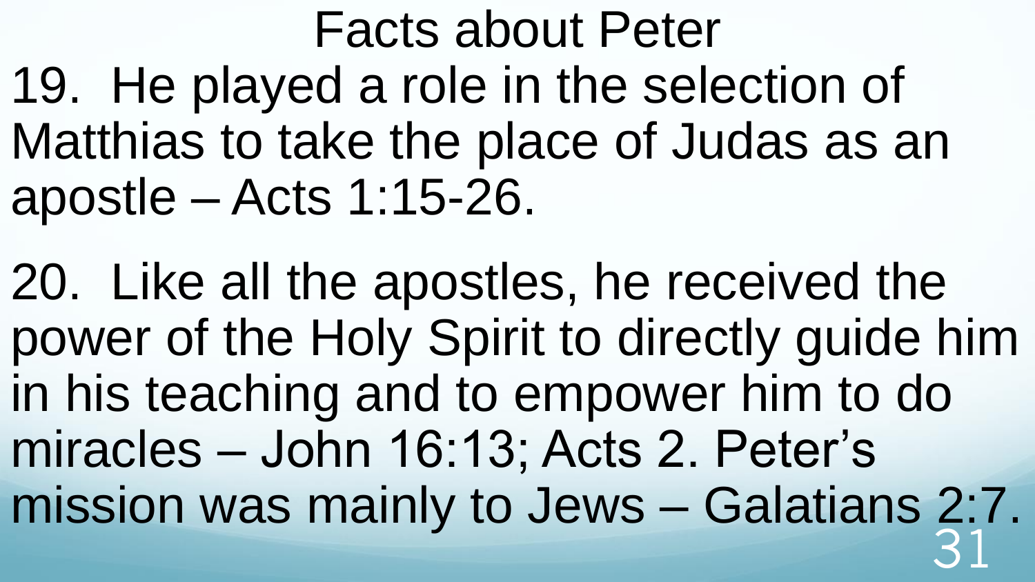# Facts about Peter

19. He played a role in the selection of Matthias to take the place of Judas as an apostle – Acts 1:15-26.

20. Like all the apostles, he received the power of the Holy Spirit to directly guide him in his teaching and to empower him to do miracles – John 16:13; Acts 2. Peter's mission was mainly to Jews – Galatians 2:7.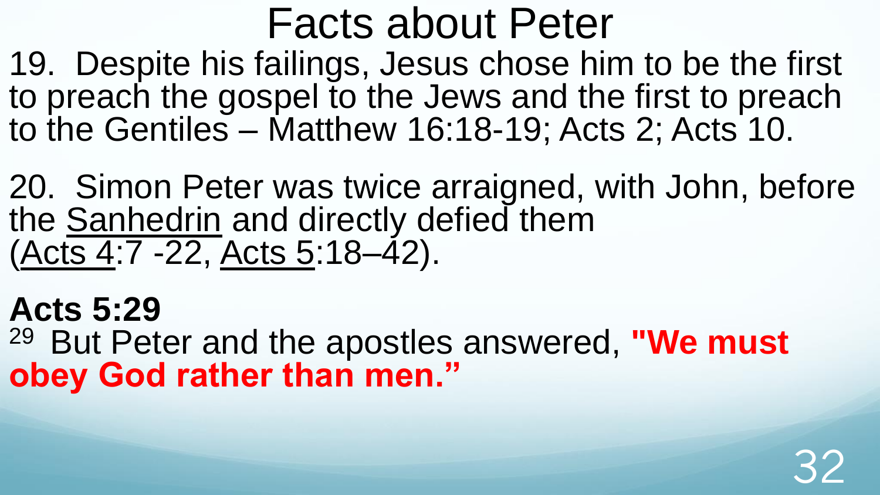# Facts about Peter

19. Despite his failings, Jesus chose him to be the first to preach the gospel to the Jews and the first to preach to the Gentiles – Matthew 16:18-19; Acts 2; Acts 10.

20. Simon Peter was twice arraigned, with John, before the Sanhedrin and directly defied them (Acts 4:7 -22, Acts 5:18–42).

**Acts 5:29**

29 But Peter and the apostles answered, **"We must obey God rather than men."**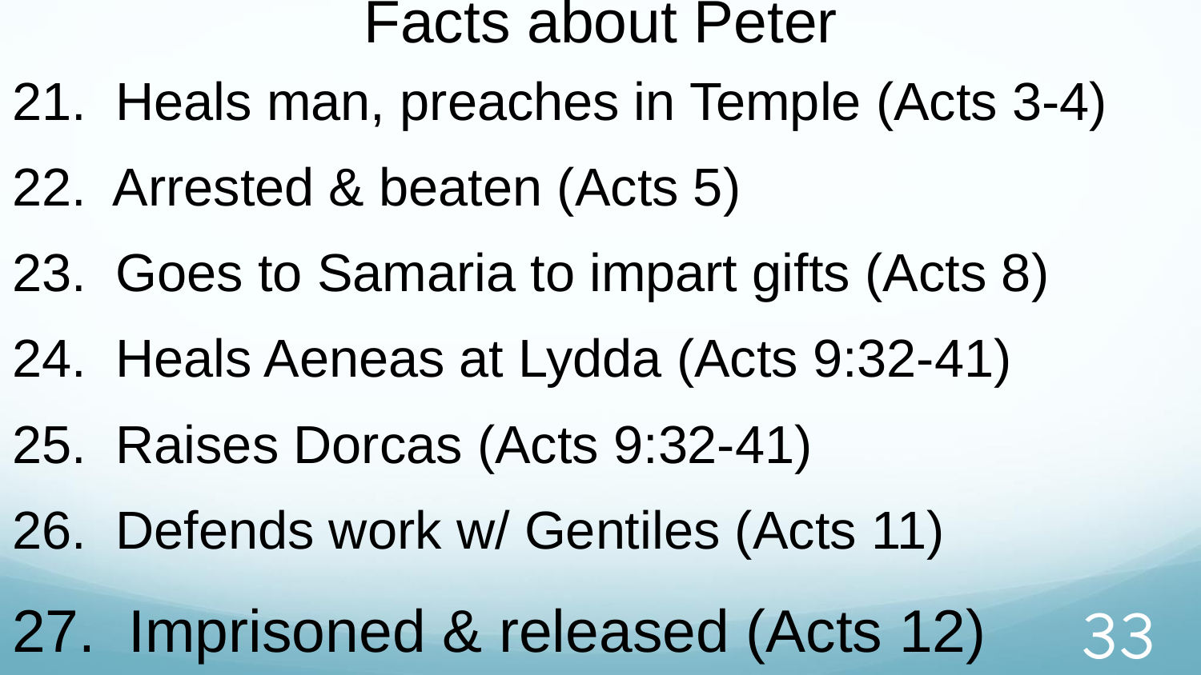# Facts about Peter

21. Heals man, preaches in Temple (Acts 3-4)
22. Arrested & beaten (Acts 5)
23. Goes to Samaria to impart gifts (Acts 8)
24. Heals Aeneas at Lydda (Acts 9:32-41)
25. Raises Dorcas (Acts 9:32-41)
26. Defends work w/ Gentiles (Acts 11)
27. Imprisoned & released (Acts 12)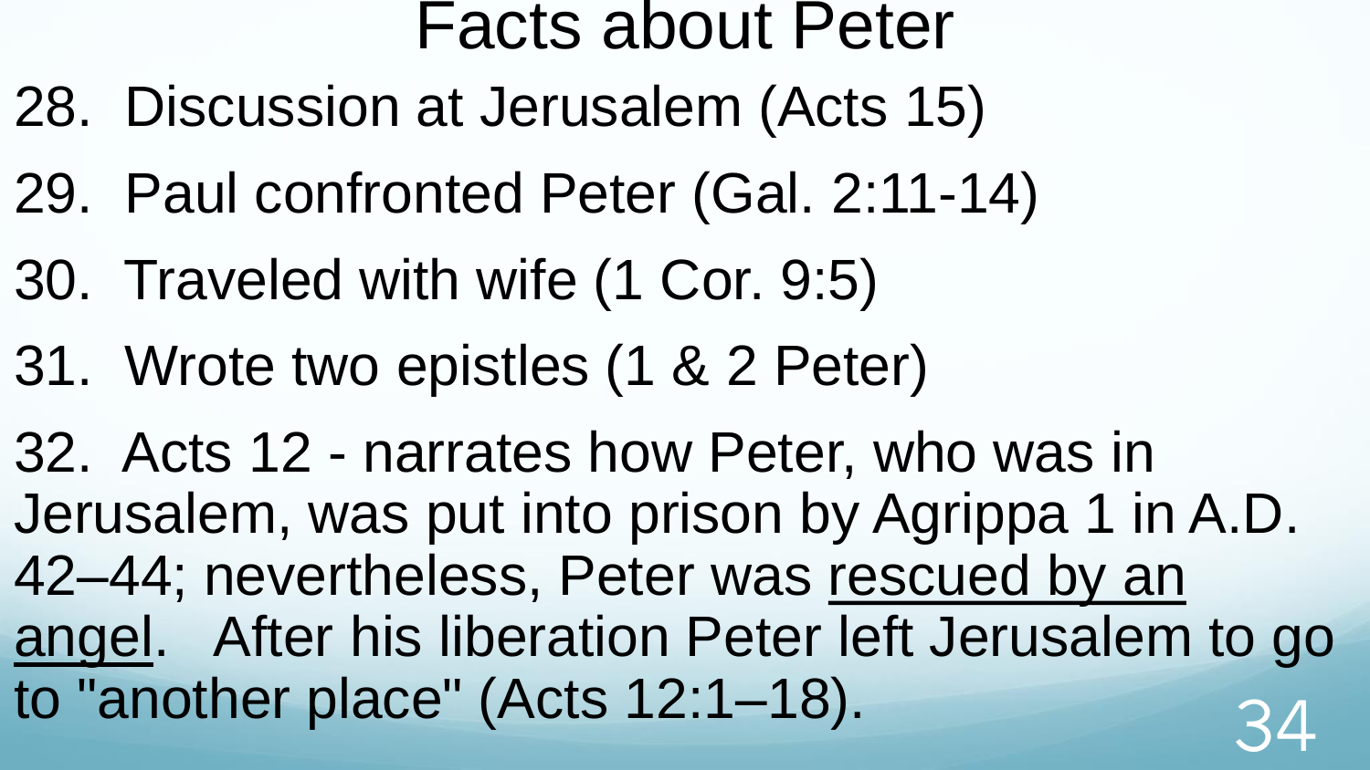# Facts about Peter

28. Discussion at Jerusalem (Acts 15)
29. Paul confronted Peter (Gal. 2:11-14)
30. Traveled with wife (1 Cor. 9:5)
31. Wrote two epistles (1 & 2 Peter)
32. Acts 12 - narrates how Peter, who was in Jerusalem, was put into prison by Agrippa 1 in A.D. 42–44; nevertheless, Peter was rescued by an angel. After his liberation Peter left Jerusalem to go to "another place" (Acts 12:1–18).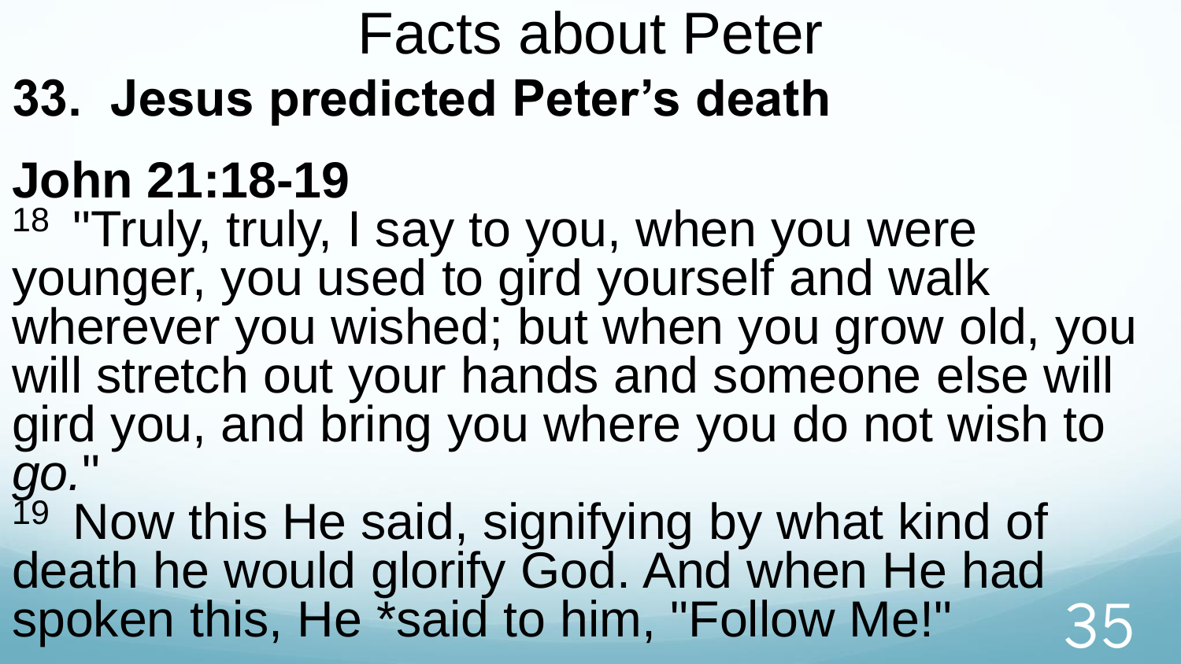# Facts about Peter

## 33. Jesus predicted Peter's death

## John 21:18-19

18 "Truly, truly, I say to you, when you were younger, you used to gird yourself and walk wherever you wished; but when you grow old, you will stretch out your hands and someone else will gird you, and bring you where you do not wish to *go.*"

19 Now this He said, signifying by what kind of death he would glorify God. And when He had spoken this, He *said to him, "Follow Me!"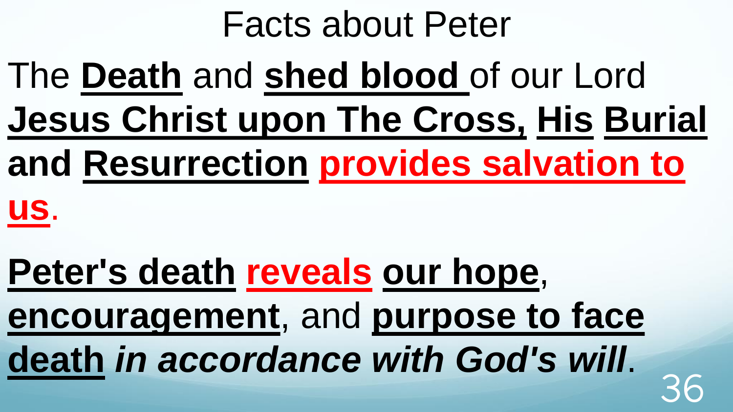# Facts about Peter

The **Death** and **shed blood** of our Lord **Jesus Christ upon The Cross, His Burial and Resurrection provides salvation to us**.

**Peter's death reveals our hope**, **encouragement**, and **purpose to face death** ***in accordance with God's will***.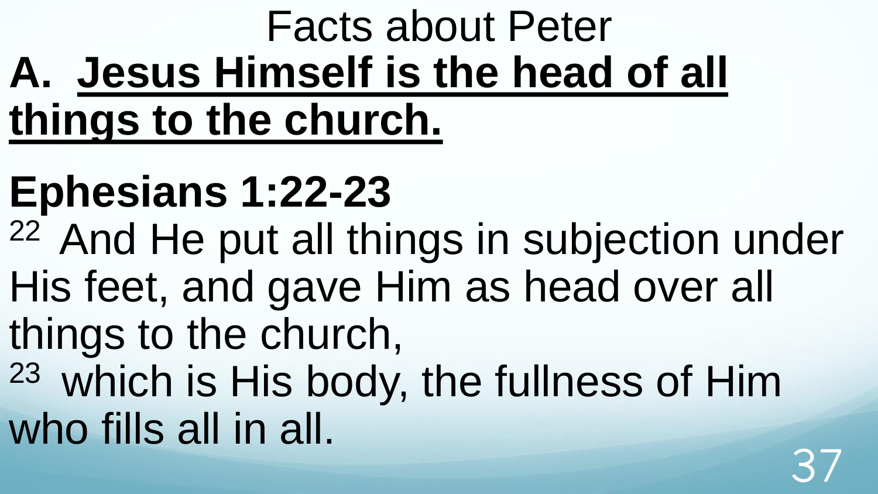# Facts about Peter

**A. <u>Jesus Himself is the head of all things to the church.</u>**

**Ephesians 1:22-23**

[22] And He put all things in subjection under His feet, and gave Him as head over all things to the church,

[23] which is His body, the fullness of Him who fills all in all.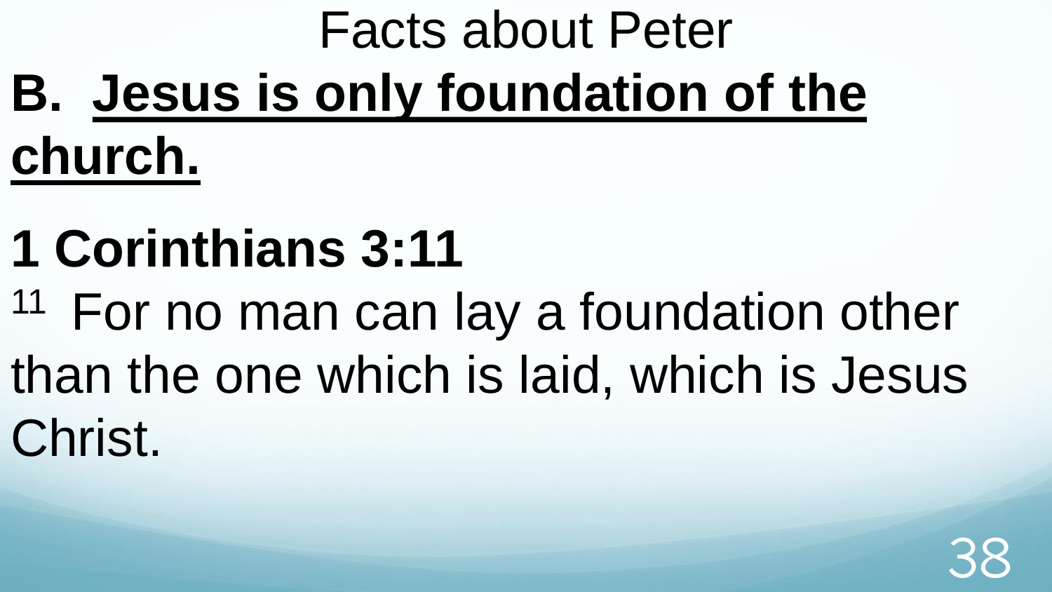# Facts about Peter

## B. Jesus is only foundation of the church.

**1 Corinthians 3:11**

[11] For no man can lay a foundation other than the one which is laid, which is Jesus Christ.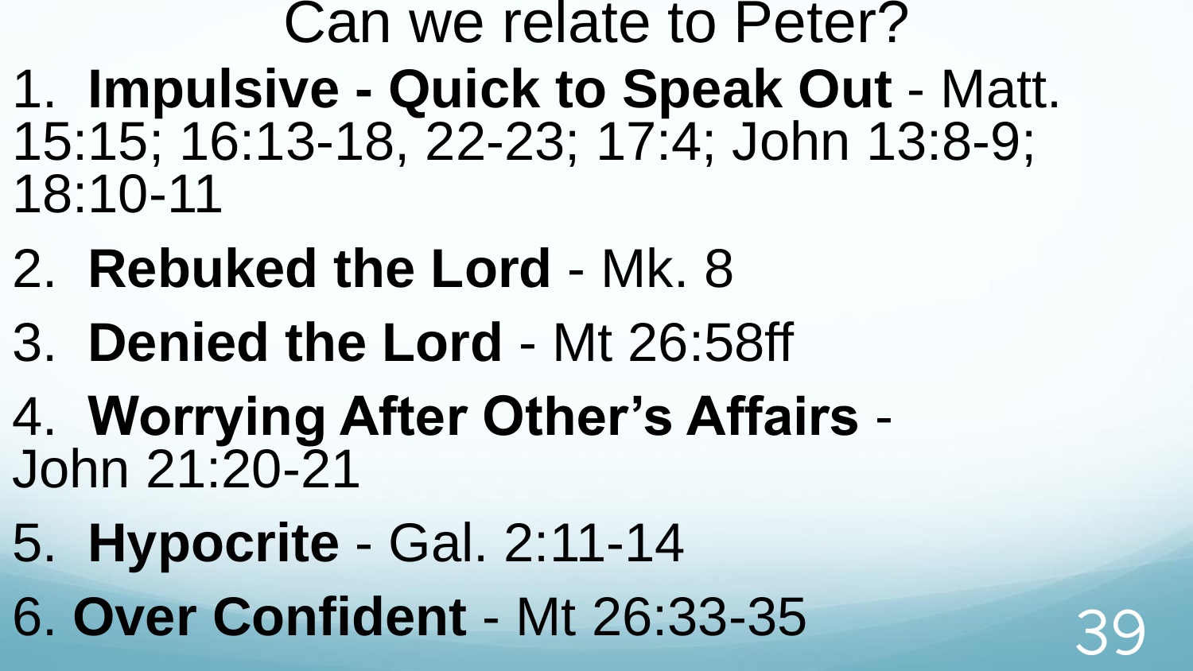# Can we relate to Peter?

1. **Impulsive - Quick to Speak Out** - Matt. 15:15; 16:13-18, 22-23; 17:4; John 13:8-9; 18:10-11
2. **Rebuked the Lord** - Mk. 8
3. **Denied the Lord** - Mt 26:58ff
4. **Worrying After Other's Affairs** - John 21:20-21
5. **Hypocrite** - Gal. 2:11-14
6. **Over Confident** - Mt 26:33-35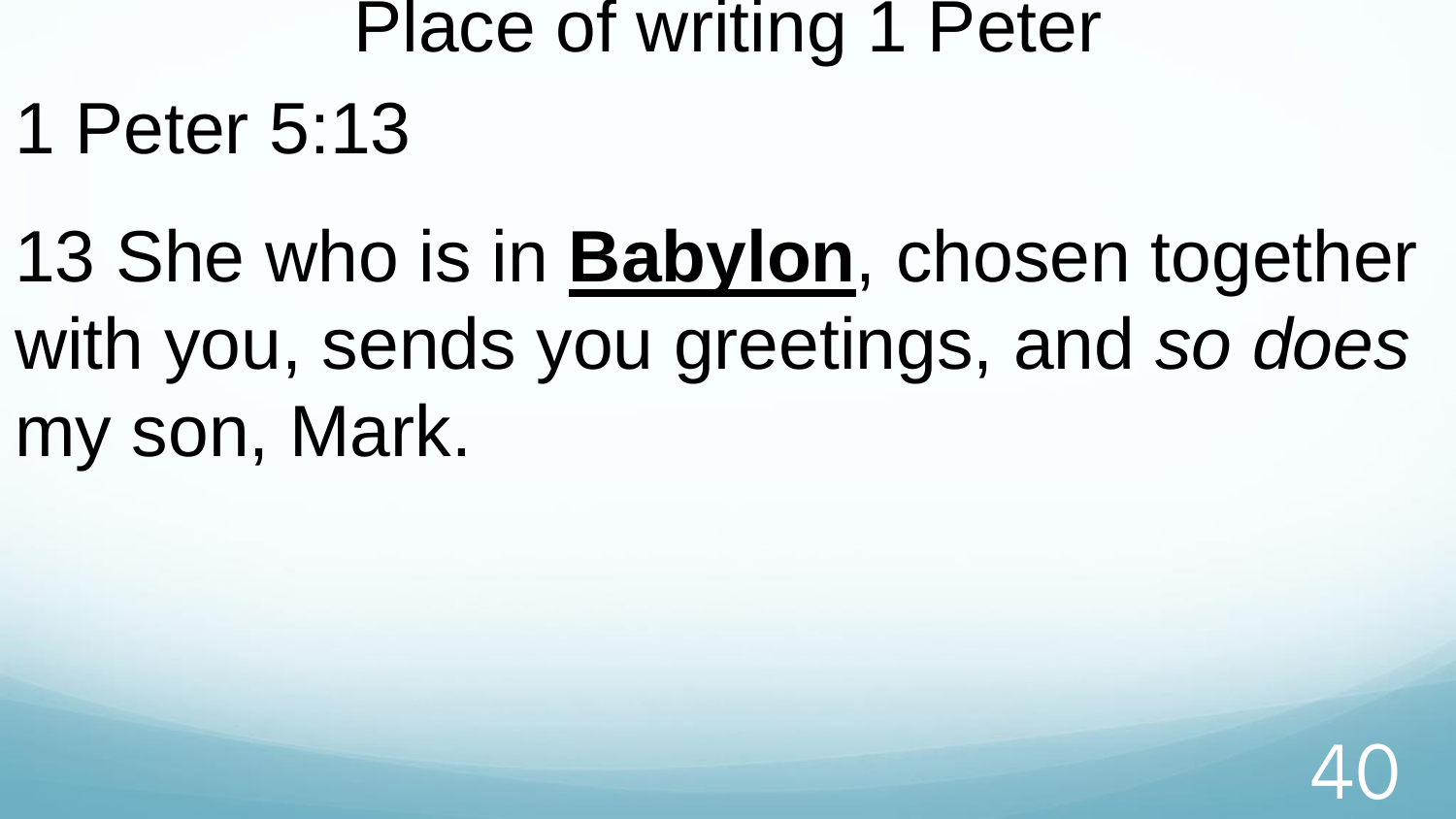# Place of writing 1 Peter

1 Peter 5:13

13 She who is in **<u>Babylon</u>**, chosen together with you, sends you greetings, and *so does* my son, Mark.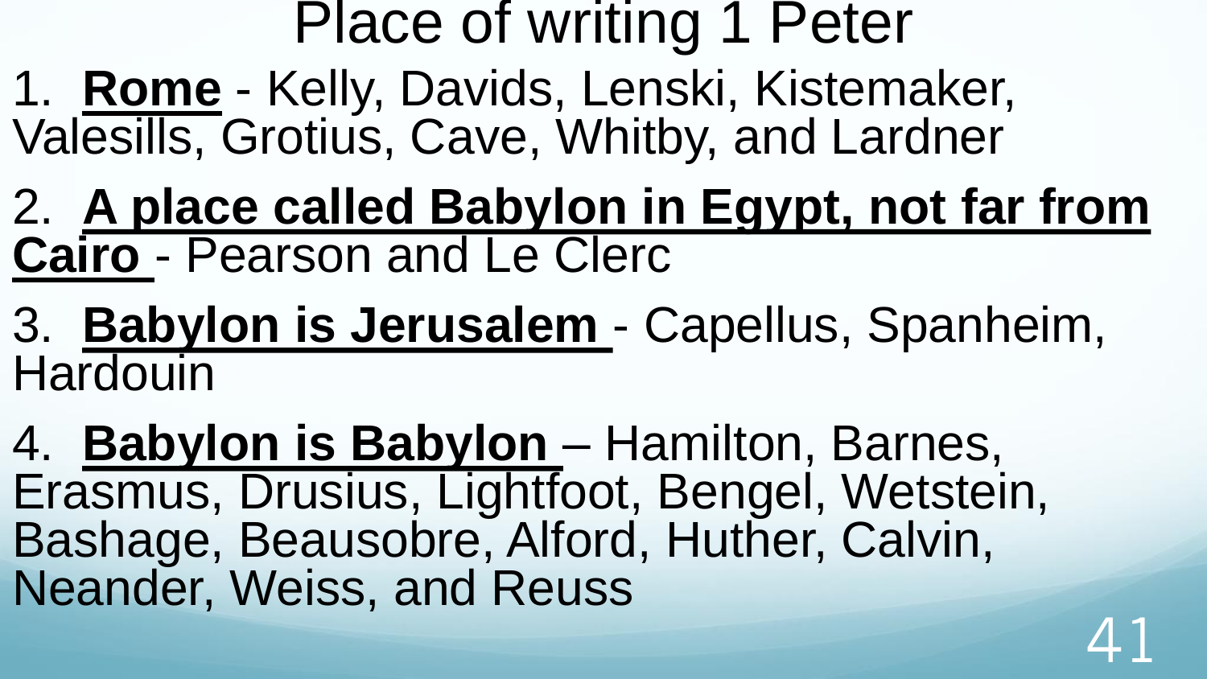# Place of writing 1 Peter

1. **Rome** - Kelly, Davids, Lenski, Kistemaker, Valesills, Grotius, Cave, Whitby, and Lardner
2. **A place called Babylon in Egypt, not far from Cairo** - Pearson and Le Clerc
3. **Babylon is Jerusalem** - Capellus, Spanheim, Hardouin
4. **Babylon is Babylon** – Hamilton, Barnes, Erasmus, Drusius, Lightfoot, Bengel, Wetstein, Bashage, Beausobre, Alford, Huther, Calvin, Neander, Weiss, and Reuss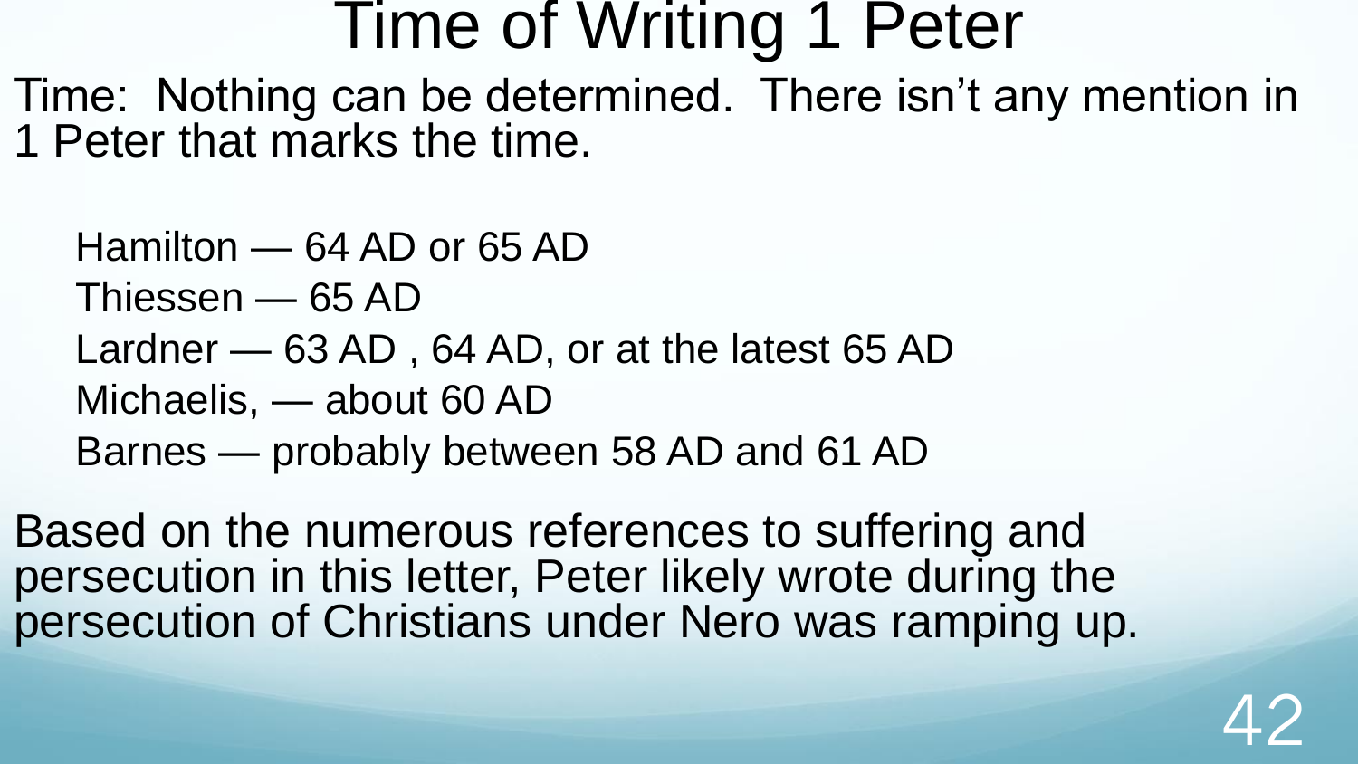# Time of Writing 1 Peter

Time: Nothing can be determined. There isn't any mention in 1 Peter that marks the time.

- Hamilton — 64 AD or 65 AD
- Thiessen — 65 AD
- Lardner — 63 AD , 64 AD, or at the latest 65 AD
- Michaelis, — about 60 AD
- Barnes — probably between 58 AD and 61 AD

Based on the numerous references to suffering and persecution in this letter, Peter likely wrote during the persecution of Christians under Nero was ramping up.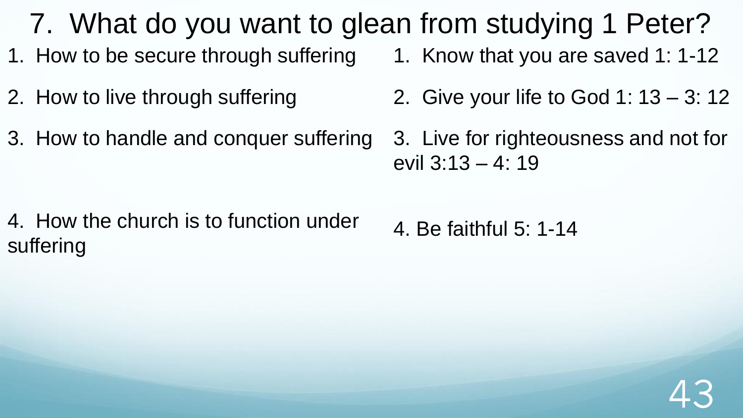# 7. What do you want to glean from studying 1 Peter?

1. How to be secure through suffering
2. How to live through suffering
3. How to handle and conquer suffering
4. How the church is to function under suffering

1. Know that you are saved 1: 1-12
2. Give your life to God 1: 13 – 3: 12
3. Live for righteousness and not for evil 3:13 – 4: 19
4. Be faithful 5: 1-14